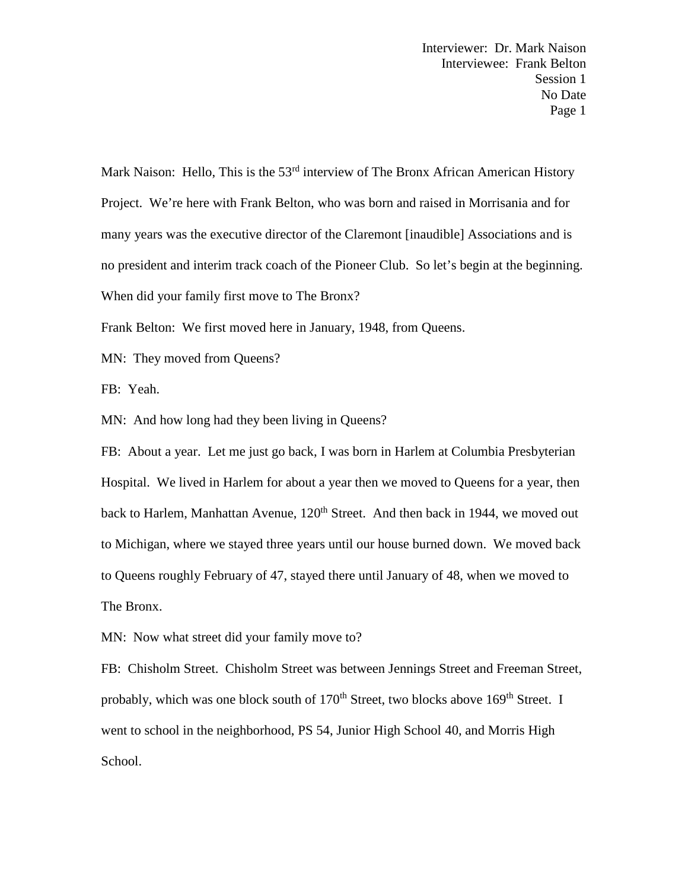Mark Naison: Hello, This is the 53rd interview of The Bronx African American History Project. We're here with Frank Belton, who was born and raised in Morrisania and for many years was the executive director of the Claremont [inaudible] Associations and is no president and interim track coach of the Pioneer Club. So let's begin at the beginning. When did your family first move to The Bronx?

Frank Belton: We first moved here in January, 1948, from Queens.

MN: They moved from Queens?

FB: Yeah.

MN: And how long had they been living in Queens?

FB: About a year. Let me just go back, I was born in Harlem at Columbia Presbyterian Hospital. We lived in Harlem for about a year then we moved to Queens for a year, then back to Harlem, Manhattan Avenue, 120th Street. And then back in 1944, we moved out to Michigan, where we stayed three years until our house burned down. We moved back to Queens roughly February of 47, stayed there until January of 48, when we moved to The Bronx.

MN: Now what street did your family move to?

FB: Chisholm Street. Chisholm Street was between Jennings Street and Freeman Street, probably, which was one block south of 170th Street, two blocks above 169th Street. I went to school in the neighborhood, PS 54, Junior High School 40, and Morris High School.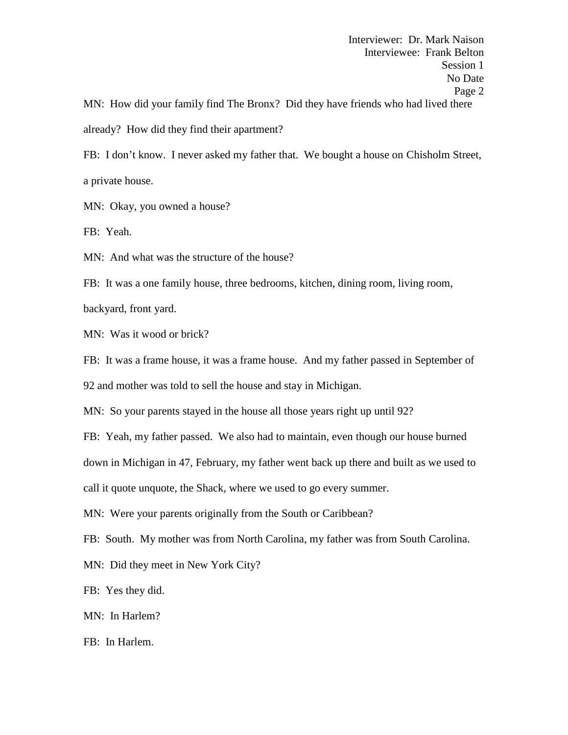MN: How did your family find The Bronx? Did they have friends who had lived there already? How did they find their apartment?

FB: I don't know. I never asked my father that. We bought a house on Chisholm Street, a private house.

MN: Okay, you owned a house?

FB: Yeah.

MN: And what was the structure of the house?

FB: It was a one family house, three bedrooms, kitchen, dining room, living room, backyard, front yard.

MN: Was it wood or brick?

FB: It was a frame house, it was a frame house. And my father passed in September of 92 and mother was told to sell the house and stay in Michigan.

MN: So your parents stayed in the house all those years right up until 92?

FB: Yeah, my father passed. We also had to maintain, even though our house burned down in Michigan in 47, February, my father went back up there and built as we used to call it quote unquote, the Shack, where we used to go every summer.

MN: Were your parents originally from the South or Caribbean?

FB: South. My mother was from North Carolina, my father was from South Carolina.

MN: Did they meet in New York City?

FB: Yes they did.

MN: In Harlem?

FB: In Harlem.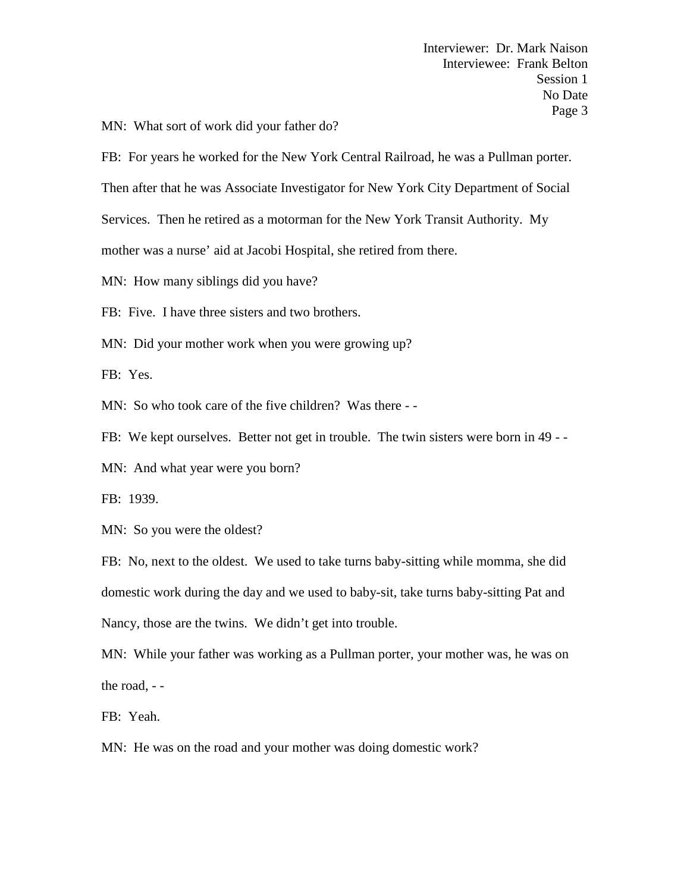MN: What sort of work did your father do?

FB: For years he worked for the New York Central Railroad, he was a Pullman porter. Then after that he was Associate Investigator for New York City Department of Social Services. Then he retired as a motorman for the New York Transit Authority. My mother was a nurse' aid at Jacobi Hospital, she retired from there.

MN: How many siblings did you have?

FB: Five. I have three sisters and two brothers.

MN: Did your mother work when you were growing up?

FB: Yes.

MN: So who took care of the five children? Was there - -

FB: We kept ourselves. Better not get in trouble. The twin sisters were born in 49 - -

MN: And what year were you born?

FB: 1939.

MN: So you were the oldest?

FB: No, next to the oldest. We used to take turns baby-sitting while momma, she did domestic work during the day and we used to baby-sit, take turns baby-sitting Pat and Nancy, those are the twins. We didn't get into trouble.

MN: While your father was working as a Pullman porter, your mother was, he was on the road, - -

FB: Yeah.

MN: He was on the road and your mother was doing domestic work?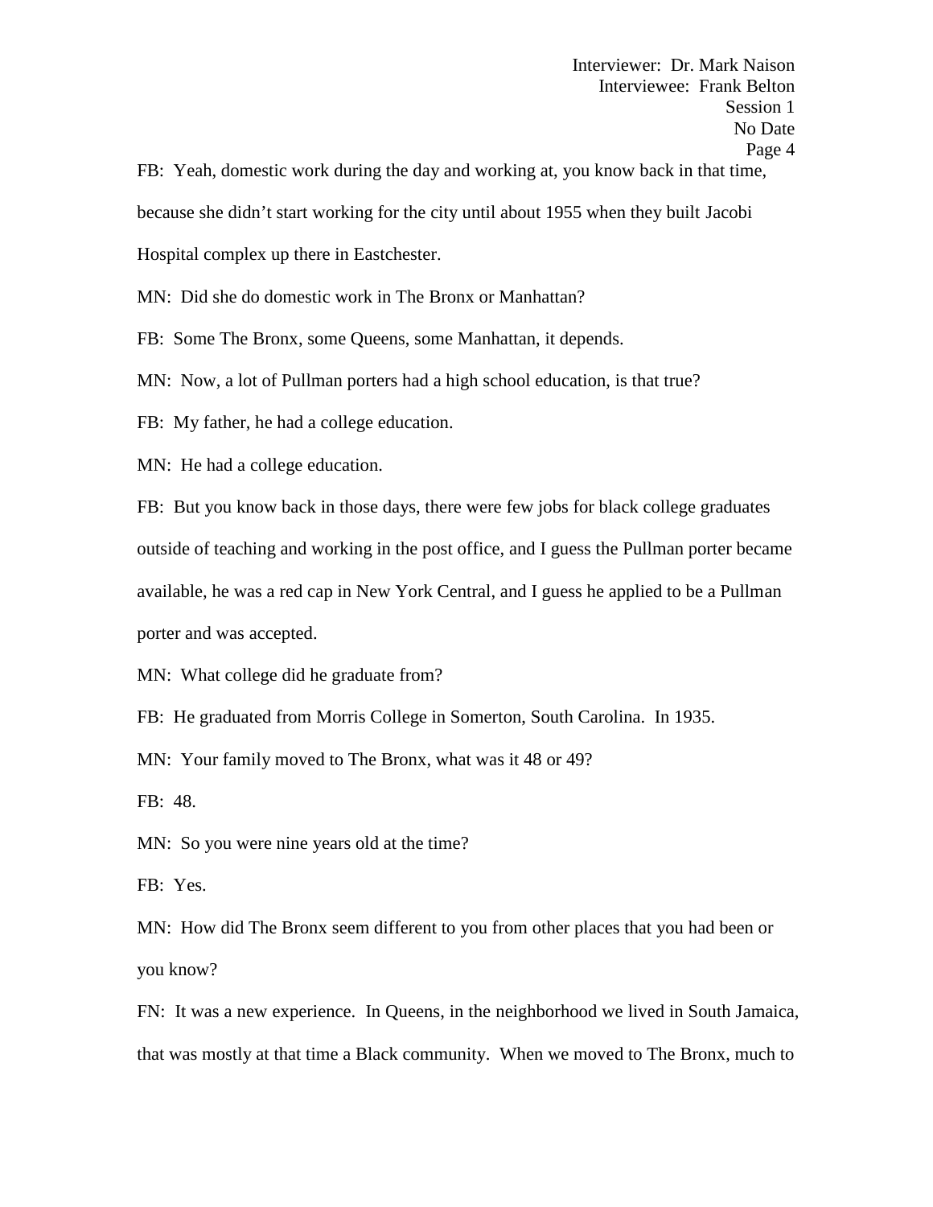FB: Yeah, domestic work during the day and working at, you know back in that time, because she didn't start working for the city until about 1955 when they built Jacobi Hospital complex up there in Eastchester.

MN: Did she do domestic work in The Bronx or Manhattan?

FB: Some The Bronx, some Queens, some Manhattan, it depends.

MN: Now, a lot of Pullman porters had a high school education, is that true?

FB: My father, he had a college education.

MN: He had a college education.

FB: But you know back in those days, there were few jobs for black college graduates outside of teaching and working in the post office, and I guess the Pullman porter became available, he was a red cap in New York Central, and I guess he applied to be a Pullman porter and was accepted.

MN: What college did he graduate from?

FB: He graduated from Morris College in Somerton, South Carolina. In 1935.

MN: Your family moved to The Bronx, what was it 48 or 49?

FB: 48.

MN: So you were nine years old at the time?

FB: Yes.

MN: How did The Bronx seem different to you from other places that you had been or you know?

FN: It was a new experience. In Queens, in the neighborhood we lived in South Jamaica, that was mostly at that time a Black community. When we moved to The Bronx, much to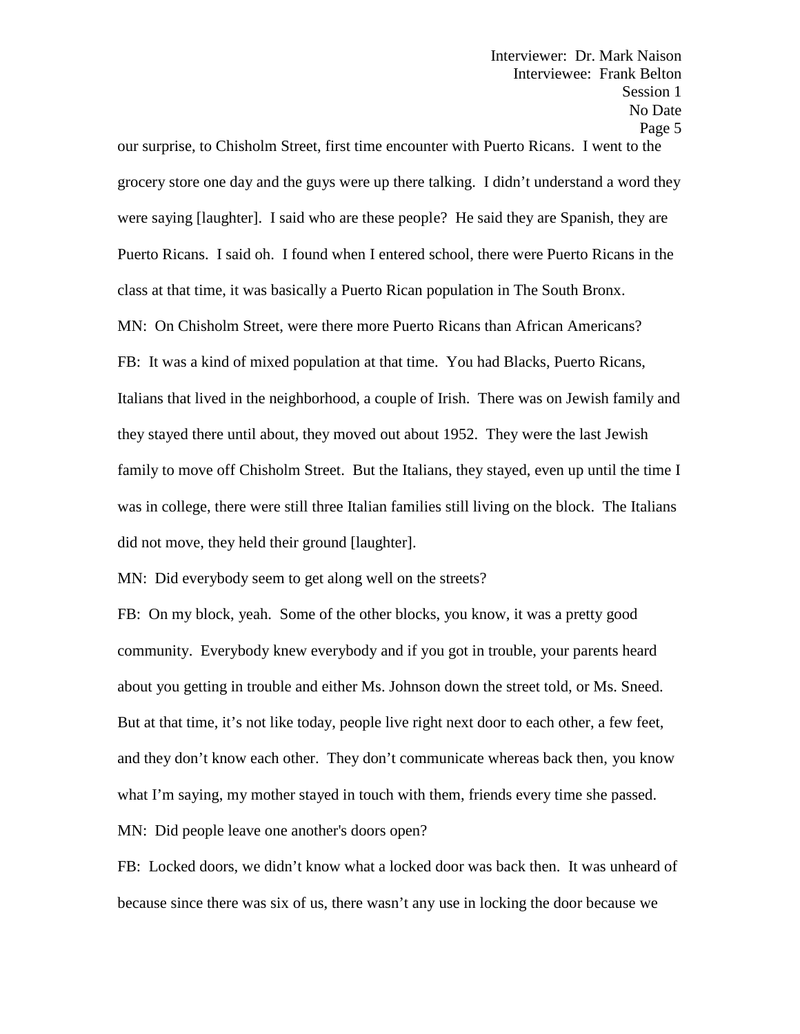our surprise, to Chisholm Street, first time encounter with Puerto Ricans. I went to the grocery store one day and the guys were up there talking. I didn't understand a word they were saying [laughter]. I said who are these people? He said they are Spanish, they are Puerto Ricans. I said oh. I found when I entered school, there were Puerto Ricans in the class at that time, it was basically a Puerto Rican population in The South Bronx.

MN: On Chisholm Street, were there more Puerto Ricans than African Americans?

FB: It was a kind of mixed population at that time. You had Blacks, Puerto Ricans, Italians that lived in the neighborhood, a couple of Irish. There was on Jewish family and they stayed there until about, they moved out about 1952. They were the last Jewish family to move off Chisholm Street. But the Italians, they stayed, even up until the time I was in college, there were still three Italian families still living on the block. The Italians did not move, they held their ground [laughter].

MN: Did everybody seem to get along well on the streets?

FB: On my block, yeah. Some of the other blocks, you know, it was a pretty good community. Everybody knew everybody and if you got in trouble, your parents heard about you getting in trouble and either Ms. Johnson down the street told, or Ms. Sneed. But at that time, it's not like today, people live right next door to each other, a few feet, and they don't know each other. They don't communicate whereas back then, you know what I'm saying, my mother stayed in touch with them, friends every time she passed.

MN: Did people leave one another's doors open?

FB: Locked doors, we didn't know what a locked door was back then. It was unheard of because since there was six of us, there wasn't any use in locking the door because we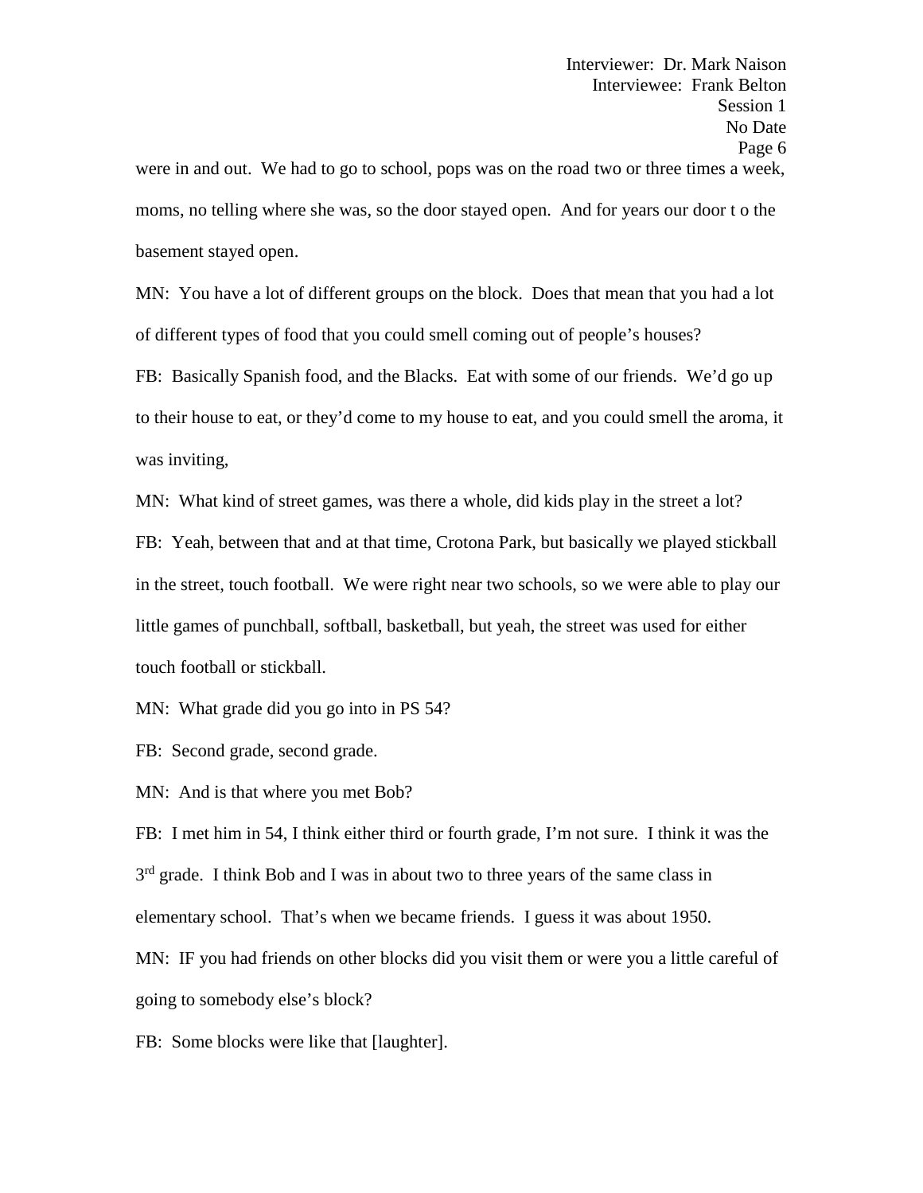were in and out. We had to go to school, pops was on the road two or three times a week, moms, no telling where she was, so the door stayed open. And for years our door t o the basement stayed open.

MN: You have a lot of different groups on the block. Does that mean that you had a lot of different types of food that you could smell coming out of people's houses?

FB: Basically Spanish food, and the Blacks. Eat with some of our friends. We'd go up to their house to eat, or they'd come to my house to eat, and you could smell the aroma, it was inviting,

MN: What kind of street games, was there a whole, did kids play in the street a lot?

FB: Yeah, between that and at that time, Crotona Park, but basically we played stickball in the street, touch football. We were right near two schools, so we were able to play our little games of punchball, softball, basketball, but yeah, the street was used for either touch football or stickball.

MN: What grade did you go into in PS 54?

FB: Second grade, second grade.

MN: And is that where you met Bob?

FB: I met him in 54, I think either third or fourth grade, I'm not sure. I think it was the 3rd grade. I think Bob and I was in about two to three years of the same class in elementary school. That's when we became friends. I guess it was about 1950.

MN: IF you had friends on other blocks did you visit them or were you a little careful of going to somebody else's block?

FB: Some blocks were like that [laughter].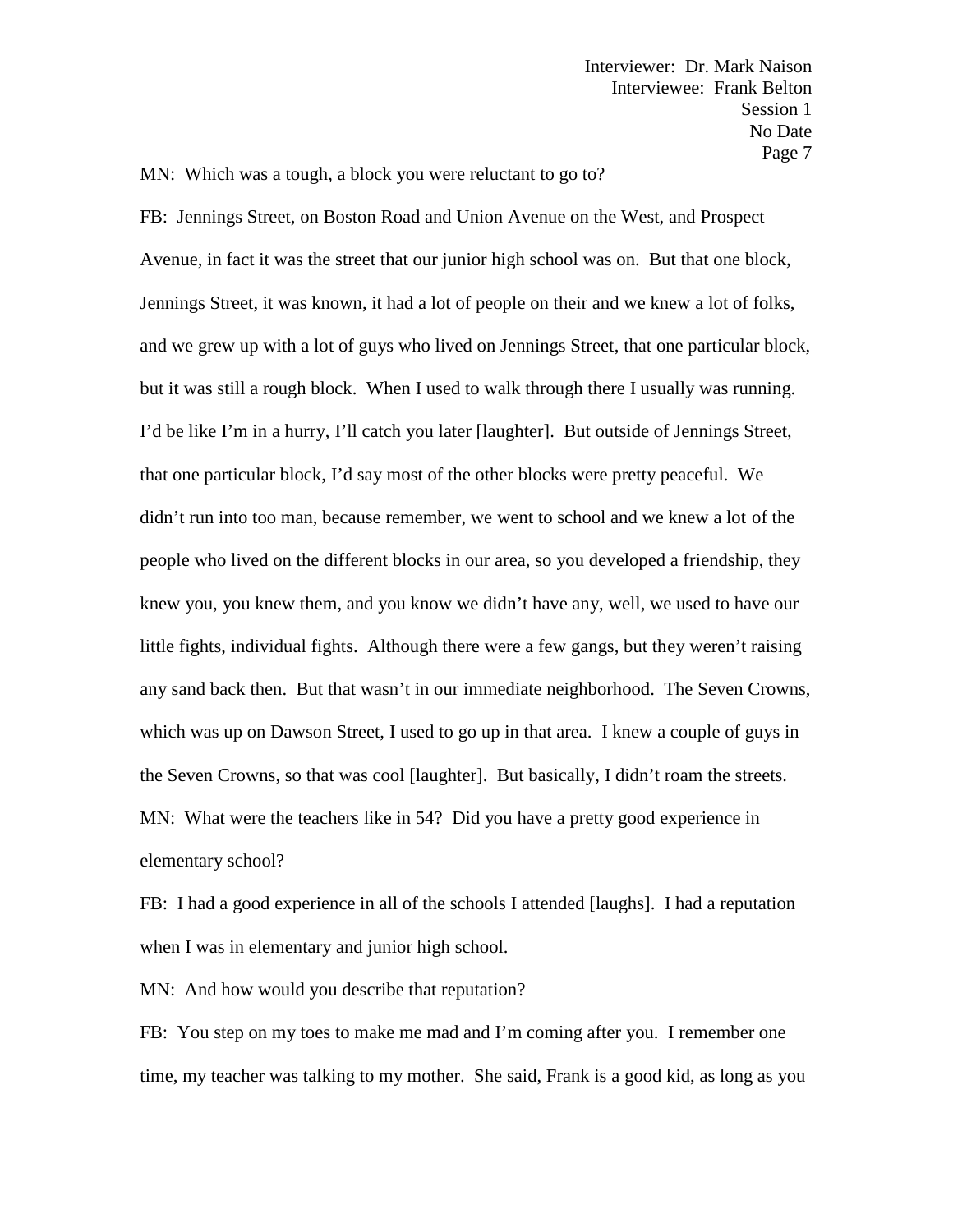MN: Which was a tough, a block you were reluctant to go to?

FB: Jennings Street, on Boston Road and Union Avenue on the West, and Prospect Avenue, in fact it was the street that our junior high school was on. But that one block, Jennings Street, it was known, it had a lot of people on their and we knew a lot of folks, and we grew up with a lot of guys who lived on Jennings Street, that one particular block, but it was still a rough block. When I used to walk through there I usually was running. I'd be like I'm in a hurry, I'll catch you later [laughter]. But outside of Jennings Street, that one particular block, I'd say most of the other blocks were pretty peaceful. We didn't run into too man, because remember, we went to school and we knew a lot of the people who lived on the different blocks in our area, so you developed a friendship, they knew you, you knew them, and you know we didn't have any, well, we used to have our little fights, individual fights. Although there were a few gangs, but they weren't raising any sand back then. But that wasn't in our immediate neighborhood. The Seven Crowns, which was up on Dawson Street, I used to go up in that area. I knew a couple of guys in the Seven Crowns, so that was cool [laughter]. But basically, I didn't roam the streets.

MN: What were the teachers like in 54? Did you have a pretty good experience in elementary school?

FB: I had a good experience in all of the schools I attended [laughs]. I had a reputation when I was in elementary and junior high school.

MN: And how would you describe that reputation?

FB: You step on my toes to make me mad and I'm coming after you. I remember one time, my teacher was talking to my mother. She said, Frank is a good kid, as long as you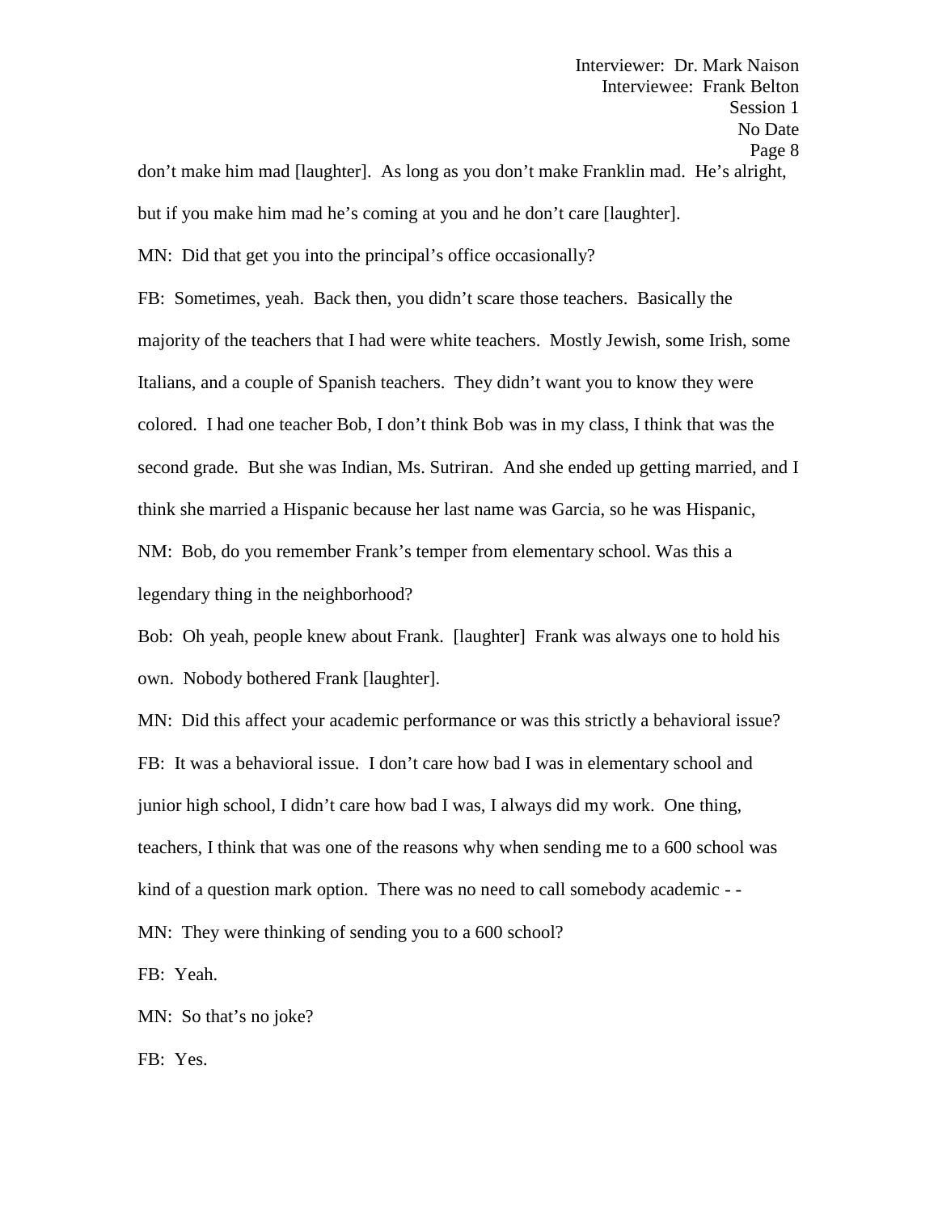don't make him mad [laughter]. As long as you don't make Franklin mad. He's alright, but if you make him mad he's coming at you and he don't care [laughter].

MN: Did that get you into the principal's office occasionally?

FB: Sometimes, yeah. Back then, you didn't scare those teachers. Basically the majority of the teachers that I had were white teachers. Mostly Jewish, some Irish, some Italians, and a couple of Spanish teachers. They didn't want you to know they were colored. I had one teacher Bob, I don't think Bob was in my class, I think that was the second grade. But she was Indian, Ms. Sutriran. And she ended up getting married, and I think she married a Hispanic because her last name was Garcia, so he was Hispanic,

NM: Bob, do you remember Frank's temper from elementary school. Was this a legendary thing in the neighborhood?

Bob: Oh yeah, people knew about Frank. [laughter] Frank was always one to hold his own. Nobody bothered Frank [laughter].

MN: Did this affect your academic performance or was this strictly a behavioral issue?

FB: It was a behavioral issue. I don't care how bad I was in elementary school and junior high school, I didn't care how bad I was, I always did my work. One thing, teachers, I think that was one of the reasons why when sending me to a 600 school was kind of a question mark option. There was no need to call somebody academic - -

MN: They were thinking of sending you to a 600 school?

FB: Yeah.

MN: So that's no joke?

FB: Yes.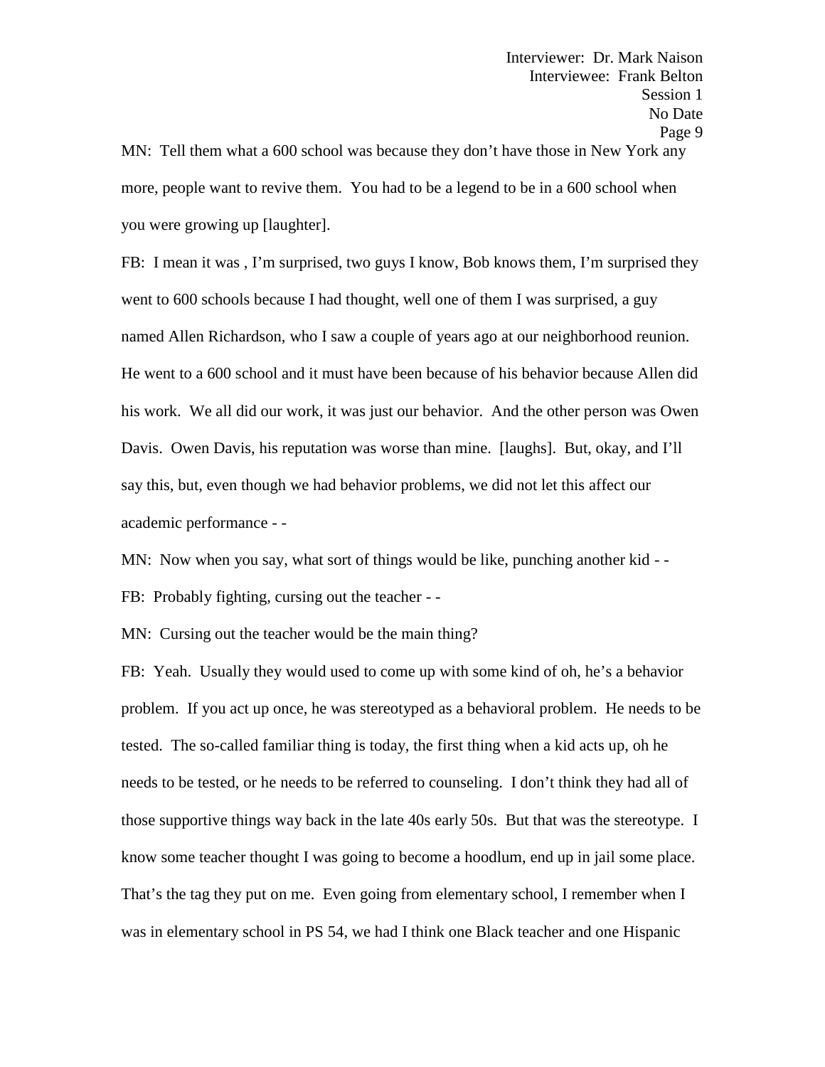MN: Tell them what a 600 school was because they don't have those in New York any more, people want to revive them. You had to be a legend to be in a 600 school when you were growing up [laughter].

FB: I mean it was , I'm surprised, two guys I know, Bob knows them, I'm surprised they went to 600 schools because I had thought, well one of them I was surprised, a guy named Allen Richardson, who I saw a couple of years ago at our neighborhood reunion. He went to a 600 school and it must have been because of his behavior because Allen did his work. We all did our work, it was just our behavior. And the other person was Owen Davis. Owen Davis, his reputation was worse than mine. [laughs]. But, okay, and I'll say this, but, even though we had behavior problems, we did not let this affect our academic performance - -

MN: Now when you say, what sort of things would be like, punching another kid - -

FB: Probably fighting, cursing out the teacher - -

MN: Cursing out the teacher would be the main thing?

FB: Yeah. Usually they would used to come up with some kind of oh, he's a behavior problem. If you act up once, he was stereotyped as a behavioral problem. He needs to be tested. The so-called familiar thing is today, the first thing when a kid acts up, oh he needs to be tested, or he needs to be referred to counseling. I don't think they had all of those supportive things way back in the late 40s early 50s. But that was the stereotype. I know some teacher thought I was going to become a hoodlum, end up in jail some place. That's the tag they put on me. Even going from elementary school, I remember when I was in elementary school in PS 54, we had I think one Black teacher and one Hispanic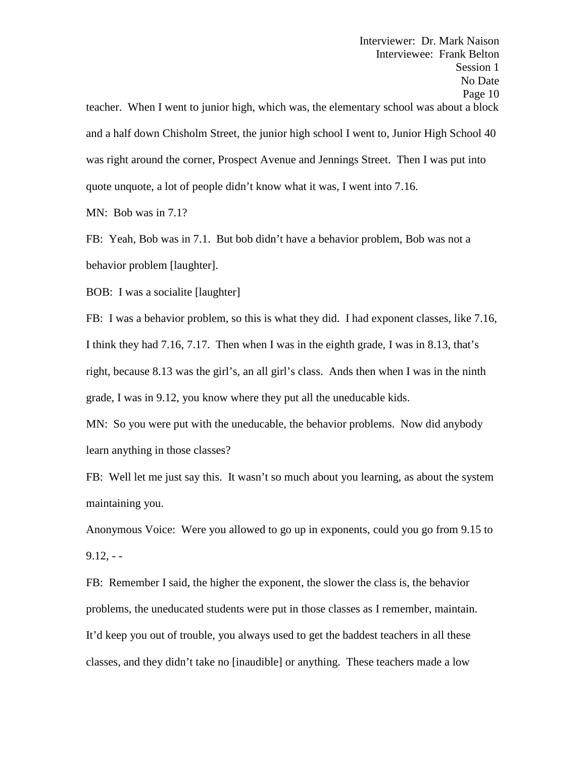teacher. When I went to junior high, which was, the elementary school was about a block and a half down Chisholm Street, the junior high school I went to, Junior High School 40 was right around the corner, Prospect Avenue and Jennings Street. Then I was put into quote unquote, a lot of people didn't know what it was, I went into 7.16.

MN: Bob was in 7.1?

FB: Yeah, Bob was in 7.1. But bob didn't have a behavior problem, Bob was not a behavior problem [laughter].

BOB: I was a socialite [laughter]

FB: I was a behavior problem, so this is what they did. I had exponent classes, like 7.16, I think they had 7.16, 7.17. Then when I was in the eighth grade, I was in 8.13, that's right, because 8.13 was the girl's, an all girl's class. Ands then when I was in the ninth grade, I was in 9.12, you know where they put all the uneducable kids.

MN: So you were put with the uneducable, the behavior problems. Now did anybody learn anything in those classes?

FB: Well let me just say this. It wasn't so much about you learning, as about the system maintaining you.

Anonymous Voice: Were you allowed to go up in exponents, could you go from 9.15 to 9.12, - -

FB: Remember I said, the higher the exponent, the slower the class is, the behavior problems, the uneducated students were put in those classes as I remember, maintain. It'd keep you out of trouble, you always used to get the baddest teachers in all these classes, and they didn't take no [inaudible] or anything. These teachers made a low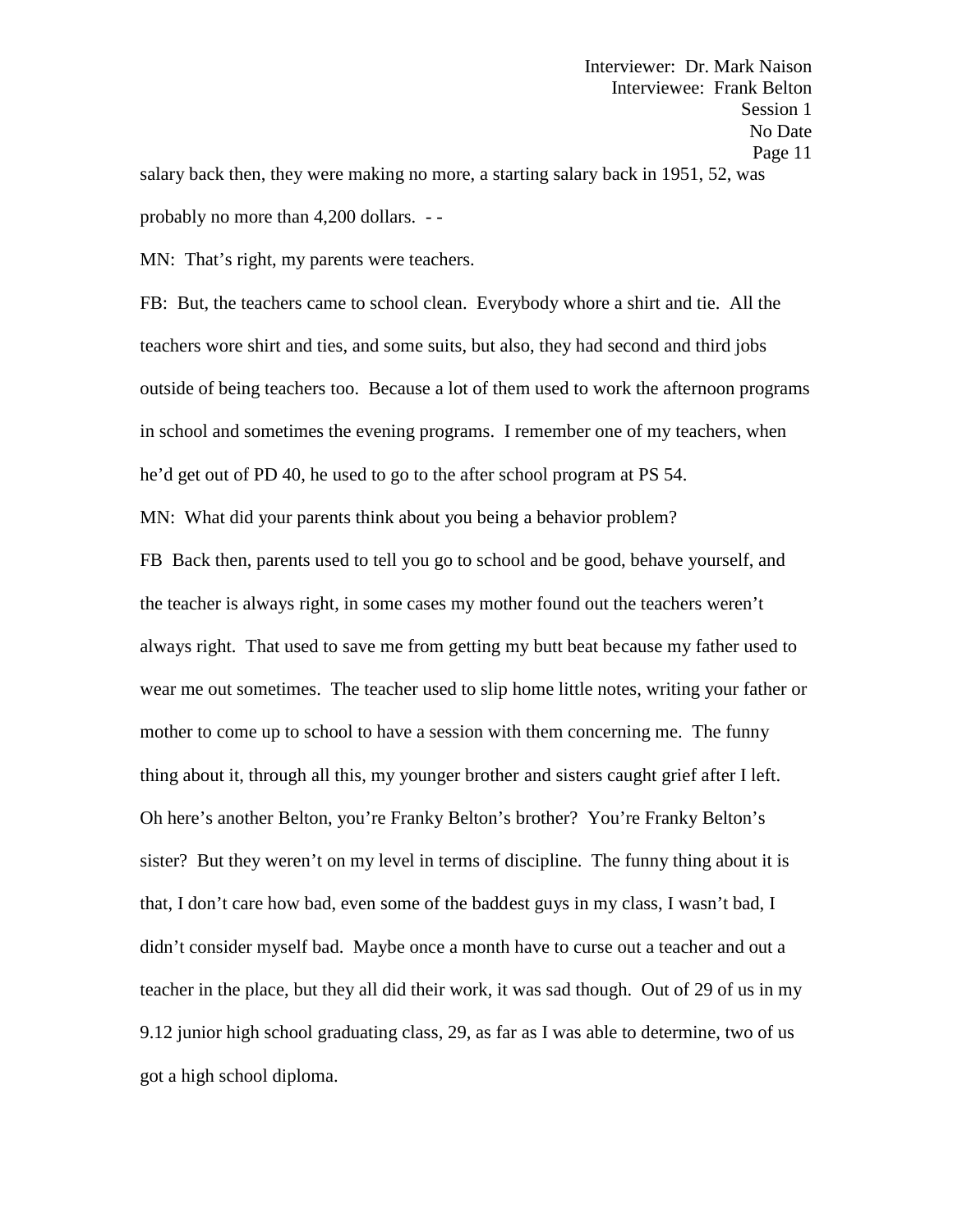salary back then, they were making no more, a starting salary back in 1951, 52, was probably no more than 4,200 dollars. - -

MN: That's right, my parents were teachers.

FB: But, the teachers came to school clean. Everybody whore a shirt and tie. All the teachers wore shirt and ties, and some suits, but also, they had second and third jobs outside of being teachers too. Because a lot of them used to work the afternoon programs in school and sometimes the evening programs. I remember one of my teachers, when he'd get out of PD 40, he used to go to the after school program at PS 54.

MN: What did your parents think about you being a behavior problem?

FB Back then, parents used to tell you go to school and be good, behave yourself, and the teacher is always right, in some cases my mother found out the teachers weren't always right. That used to save me from getting my butt beat because my father used to wear me out sometimes. The teacher used to slip home little notes, writing your father or mother to come up to school to have a session with them concerning me. The funny thing about it, through all this, my younger brother and sisters caught grief after I left. Oh here's another Belton, you're Franky Belton's brother? You're Franky Belton's sister? But they weren't on my level in terms of discipline. The funny thing about it is that, I don't care how bad, even some of the baddest guys in my class, I wasn't bad, I didn't consider myself bad. Maybe once a month have to curse out a teacher and out a teacher in the place, but they all did their work, it was sad though. Out of 29 of us in my 9.12 junior high school graduating class, 29, as far as I was able to determine, two of us got a high school diploma.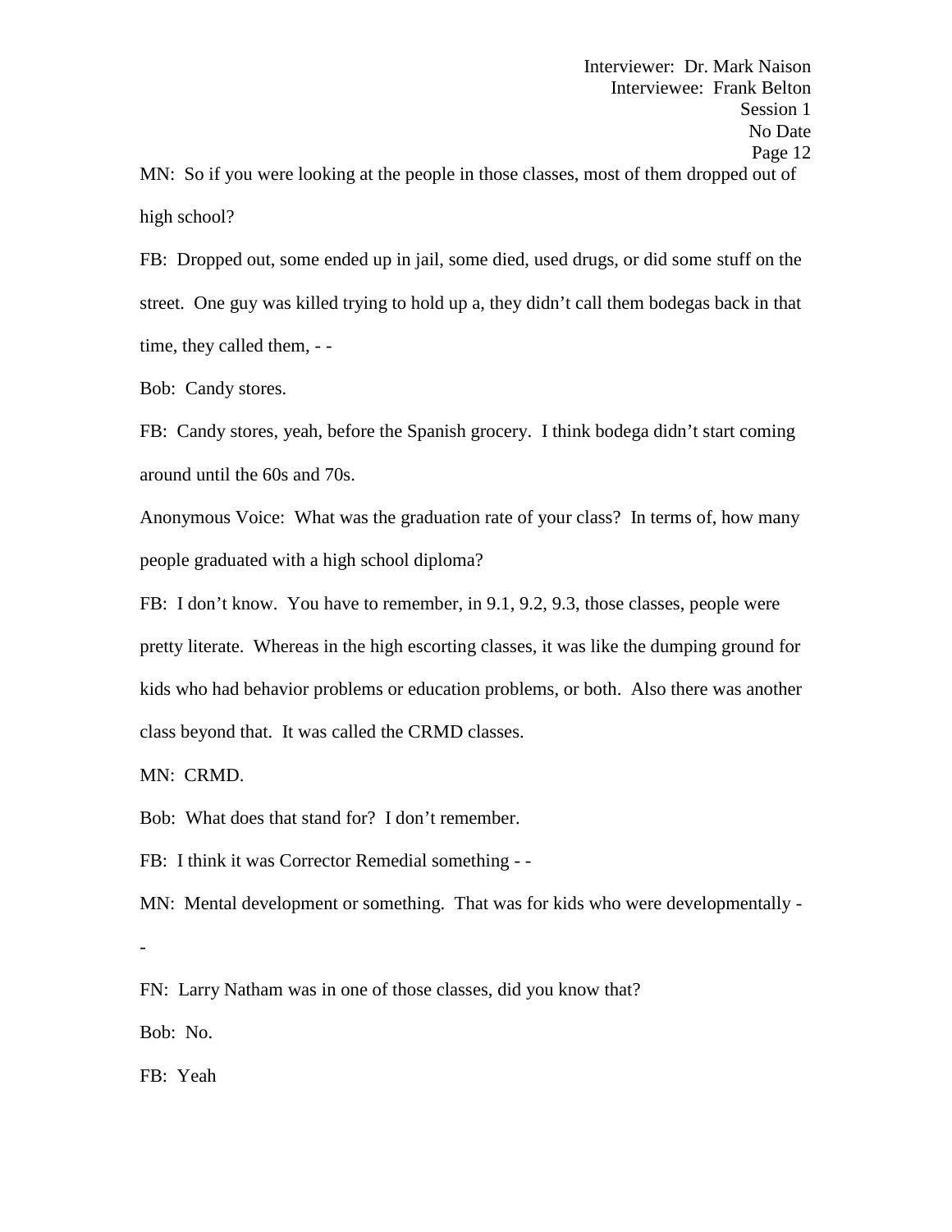MN: So if you were looking at the people in those classes, most of them dropped out of high school?

FB: Dropped out, some ended up in jail, some died, used drugs, or did some stuff on the street. One guy was killed trying to hold up a, they didn't call them bodegas back in that time, they called them, - -

Bob: Candy stores.

FB: Candy stores, yeah, before the Spanish grocery. I think bodega didn't start coming around until the 60s and 70s.

Anonymous Voice: What was the graduation rate of your class? In terms of, how many people graduated with a high school diploma?

FB: I don't know. You have to remember, in 9.1, 9.2, 9.3, those classes, people were pretty literate. Whereas in the high escorting classes, it was like the dumping ground for kids who had behavior problems or education problems, or both. Also there was another class beyond that. It was called the CRMD classes.

MN: CRMD.

Bob: What does that stand for? I don't remember.

FB: I think it was Corrector Remedial something - -

MN: Mental development or something. That was for kids who were developmentally - -

FN: Larry Natham was in one of those classes, did you know that?

Bob: No.

FB: Yeah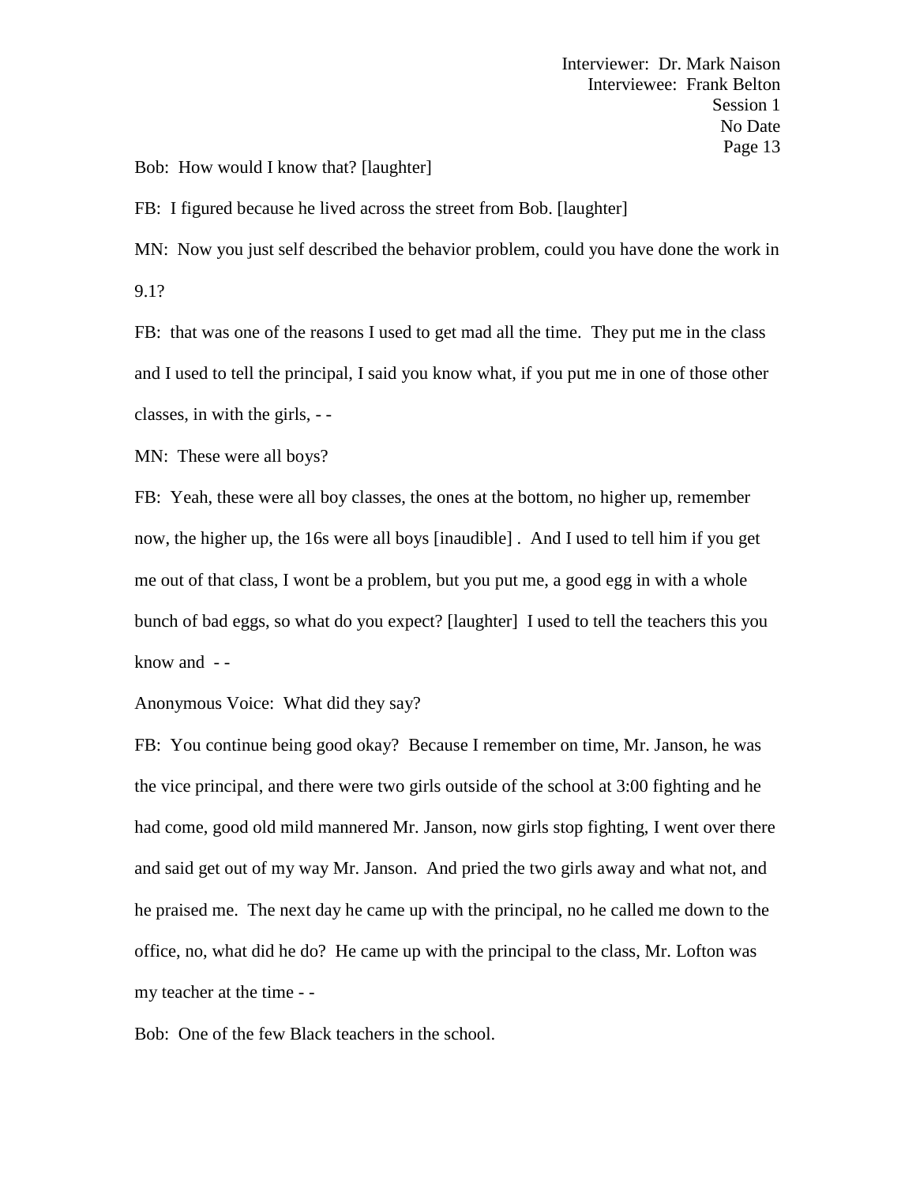Bob: How would I know that? [laughter]

FB: I figured because he lived across the street from Bob. [laughter]

MN: Now you just self described the behavior problem, could you have done the work in 9.1?

FB: that was one of the reasons I used to get mad all the time. They put me in the class and I used to tell the principal, I said you know what, if you put me in one of those other classes, in with the girls, - -

MN: These were all boys?

FB: Yeah, these were all boy classes, the ones at the bottom, no higher up, remember now, the higher up, the 16s were all boys [inaudible] . And I used to tell him if you get me out of that class, I wont be a problem, but you put me, a good egg in with a whole bunch of bad eggs, so what do you expect? [laughter] I used to tell the teachers this you know and - -

Anonymous Voice: What did they say?

FB: You continue being good okay? Because I remember on time, Mr. Janson, he was the vice principal, and there were two girls outside of the school at 3:00 fighting and he had come, good old mild mannered Mr. Janson, now girls stop fighting, I went over there and said get out of my way Mr. Janson. And pried the two girls away and what not, and he praised me. The next day he came up with the principal, no he called me down to the office, no, what did he do? He came up with the principal to the class, Mr. Lofton was my teacher at the time - -

Bob: One of the few Black teachers in the school.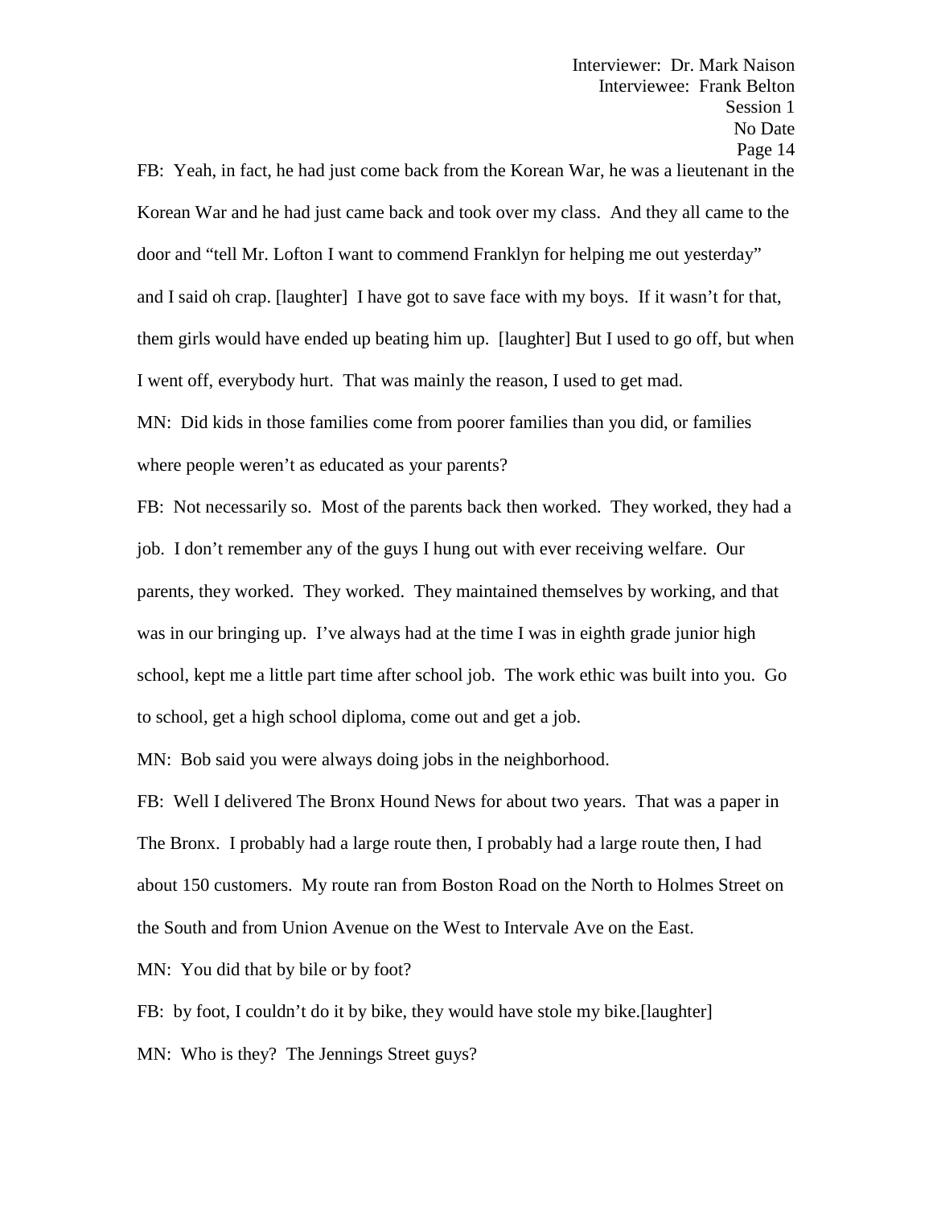FB: Yeah, in fact, he had just come back from the Korean War, he was a lieutenant in the Korean War and he had just came back and took over my class. And they all came to the door and "tell Mr. Lofton I want to commend Franklyn for helping me out yesterday" and I said oh crap. [laughter] I have got to save face with my boys. If it wasn't for that, them girls would have ended up beating him up. [laughter] But I used to go off, but when I went off, everybody hurt. That was mainly the reason, I used to get mad.

MN: Did kids in those families come from poorer families than you did, or families where people weren't as educated as your parents?

FB: Not necessarily so. Most of the parents back then worked. They worked, they had a job. I don't remember any of the guys I hung out with ever receiving welfare. Our parents, they worked. They worked. They maintained themselves by working, and that was in our bringing up. I've always had at the time I was in eighth grade junior high school, kept me a little part time after school job. The work ethic was built into you. Go to school, get a high school diploma, come out and get a job.

MN: Bob said you were always doing jobs in the neighborhood.

FB: Well I delivered The Bronx Hound News for about two years. That was a paper in The Bronx. I probably had a large route then, I probably had a large route then, I had about 150 customers. My route ran from Boston Road on the North to Holmes Street on the South and from Union Avenue on the West to Intervale Ave on the East.

MN: You did that by bile or by foot?

FB: by foot, I couldn't do it by bike, they would have stole my bike.[laughter]

MN: Who is they? The Jennings Street guys?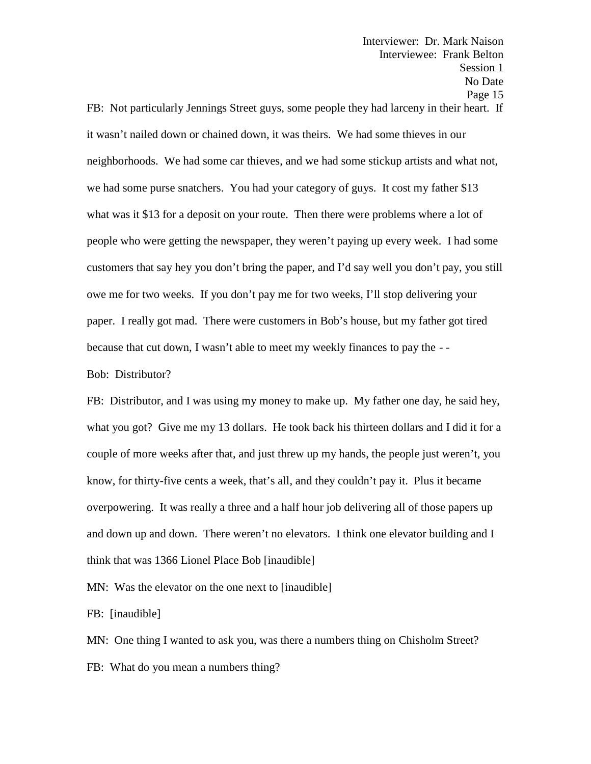FB: Not particularly Jennings Street guys, some people they had larceny in their heart. If it wasn't nailed down or chained down, it was theirs. We had some thieves in our neighborhoods. We had some car thieves, and we had some stickup artists and what not, we had some purse snatchers. You had your category of guys. It cost my father $13 what was it $13 for a deposit on your route. Then there were problems where a lot of people who were getting the newspaper, they weren't paying up every week. I had some customers that say hey you don't bring the paper, and I'd say well you don't pay, you still owe me for two weeks. If you don't pay me for two weeks, I'll stop delivering your paper. I really got mad. There were customers in Bob's house, but my father got tired because that cut down, I wasn't able to meet my weekly finances to pay the - -

Bob: Distributor?

FB: Distributor, and I was using my money to make up. My father one day, he said hey, what you got? Give me my 13 dollars. He took back his thirteen dollars and I did it for a couple of more weeks after that, and just threw up my hands, the people just weren't, you know, for thirty-five cents a week, that's all, and they couldn't pay it. Plus it became overpowering. It was really a three and a half hour job delivering all of those papers up and down up and down. There weren't no elevators. I think one elevator building and I think that was 1366 Lionel Place Bob [inaudible]

MN: Was the elevator on the one next to [inaudible]

FB: [inaudible]

MN: One thing I wanted to ask you, was there a numbers thing on Chisholm Street?

FB: What do you mean a numbers thing?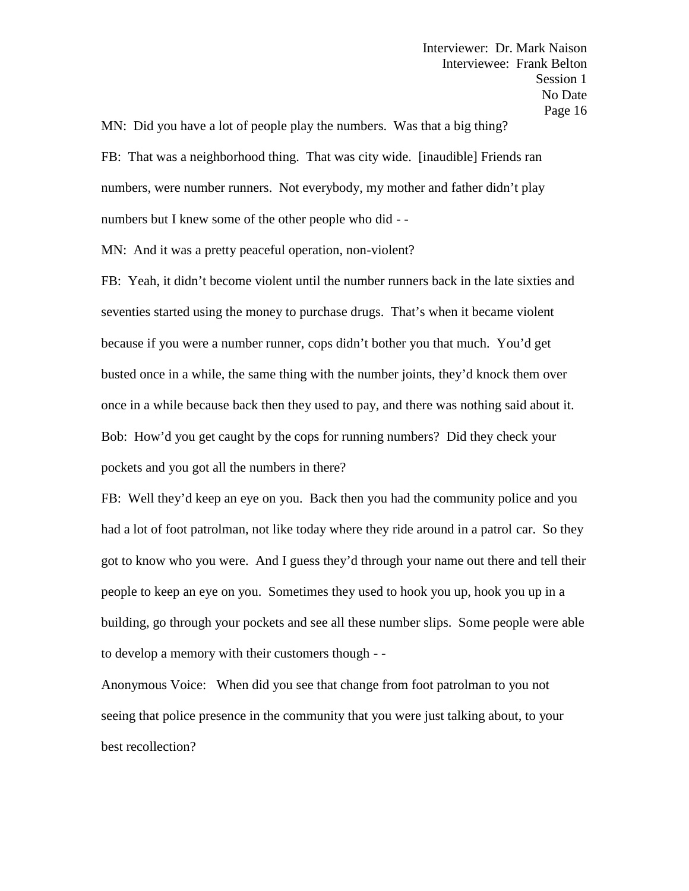MN: Did you have a lot of people play the numbers. Was that a big thing?

FB: That was a neighborhood thing. That was city wide. [inaudible] Friends ran numbers, were number runners. Not everybody, my mother and father didn't play numbers but I knew some of the other people who did - -

MN: And it was a pretty peaceful operation, non-violent?

FB: Yeah, it didn't become violent until the number runners back in the late sixties and seventies started using the money to purchase drugs. That's when it became violent because if you were a number runner, cops didn't bother you that much. You'd get busted once in a while, the same thing with the number joints, they'd knock them over once in a while because back then they used to pay, and there was nothing said about it.

Bob: How'd you get caught by the cops for running numbers? Did they check your pockets and you got all the numbers in there?

FB: Well they'd keep an eye on you. Back then you had the community police and you had a lot of foot patrolman, not like today where they ride around in a patrol car. So they got to know who you were. And I guess they'd through your name out there and tell their people to keep an eye on you. Sometimes they used to hook you up, hook you up in a building, go through your pockets and see all these number slips. Some people were able to develop a memory with their customers though - -

Anonymous Voice: When did you see that change from foot patrolman to you not seeing that police presence in the community that you were just talking about, to your best recollection?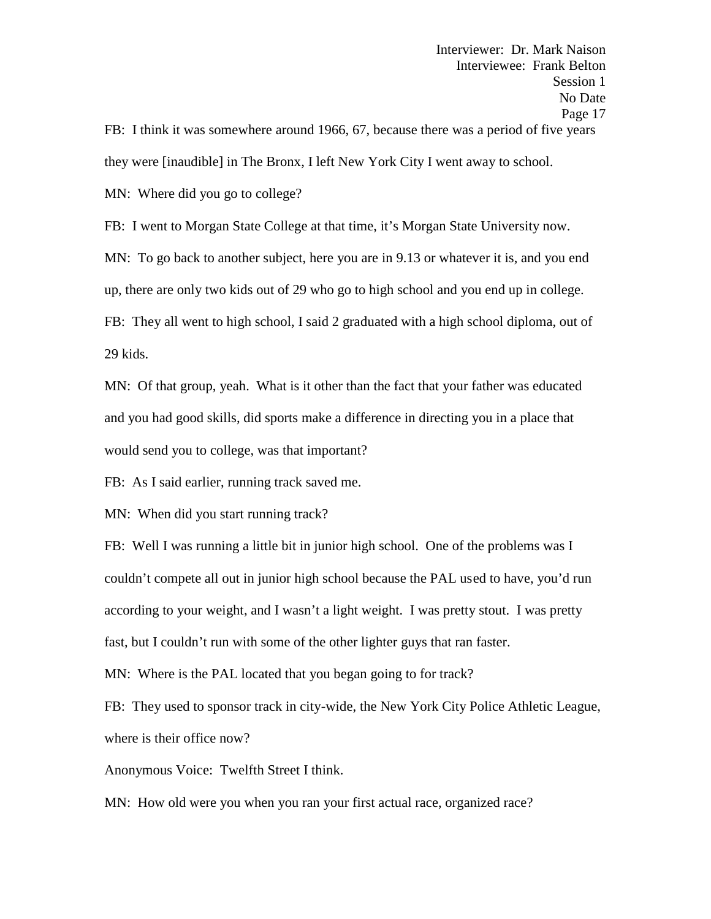FB: I think it was somewhere around 1966, 67, because there was a period of five years they were [inaudible] in The Bronx, I left New York City I went away to school.

MN: Where did you go to college?

FB: I went to Morgan State College at that time, it's Morgan State University now.

MN: To go back to another subject, here you are in 9.13 or whatever it is, and you end up, there are only two kids out of 29 who go to high school and you end up in college.

FB: They all went to high school, I said 2 graduated with a high school diploma, out of 29 kids.

MN: Of that group, yeah. What is it other than the fact that your father was educated and you had good skills, did sports make a difference in directing you in a place that would send you to college, was that important?

FB: As I said earlier, running track saved me.

MN: When did you start running track?

FB: Well I was running a little bit in junior high school. One of the problems was I couldn't compete all out in junior high school because the PAL used to have, you'd run according to your weight, and I wasn't a light weight. I was pretty stout. I was pretty fast, but I couldn't run with some of the other lighter guys that ran faster.

MN: Where is the PAL located that you began going to for track?

FB: They used to sponsor track in city-wide, the New York City Police Athletic League, where is their office now?

Anonymous Voice: Twelfth Street I think.

MN: How old were you when you ran your first actual race, organized race?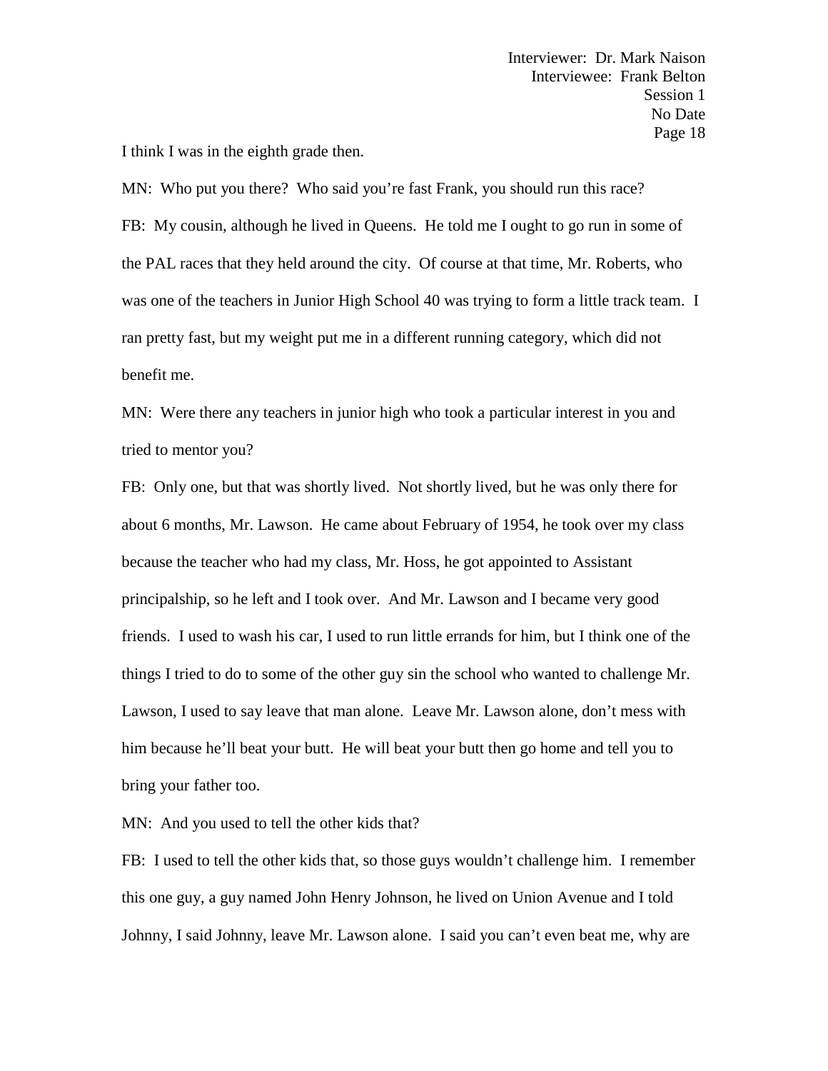I think I was in the eighth grade then.

MN: Who put you there? Who said you're fast Frank, you should run this race?

FB: My cousin, although he lived in Queens. He told me I ought to go run in some of the PAL races that they held around the city. Of course at that time, Mr. Roberts, who was one of the teachers in Junior High School 40 was trying to form a little track team. I ran pretty fast, but my weight put me in a different running category, which did not benefit me.

MN: Were there any teachers in junior high who took a particular interest in you and tried to mentor you?

FB: Only one, but that was shortly lived. Not shortly lived, but he was only there for about 6 months, Mr. Lawson. He came about February of 1954, he took over my class because the teacher who had my class, Mr. Hoss, he got appointed to Assistant principalship, so he left and I took over. And Mr. Lawson and I became very good friends. I used to wash his car, I used to run little errands for him, but I think one of the things I tried to do to some of the other guy sin the school who wanted to challenge Mr. Lawson, I used to say leave that man alone. Leave Mr. Lawson alone, don't mess with him because he'll beat your butt. He will beat your butt then go home and tell you to bring your father too.

MN: And you used to tell the other kids that?

FB: I used to tell the other kids that, so those guys wouldn't challenge him. I remember this one guy, a guy named John Henry Johnson, he lived on Union Avenue and I told Johnny, I said Johnny, leave Mr. Lawson alone. I said you can't even beat me, why are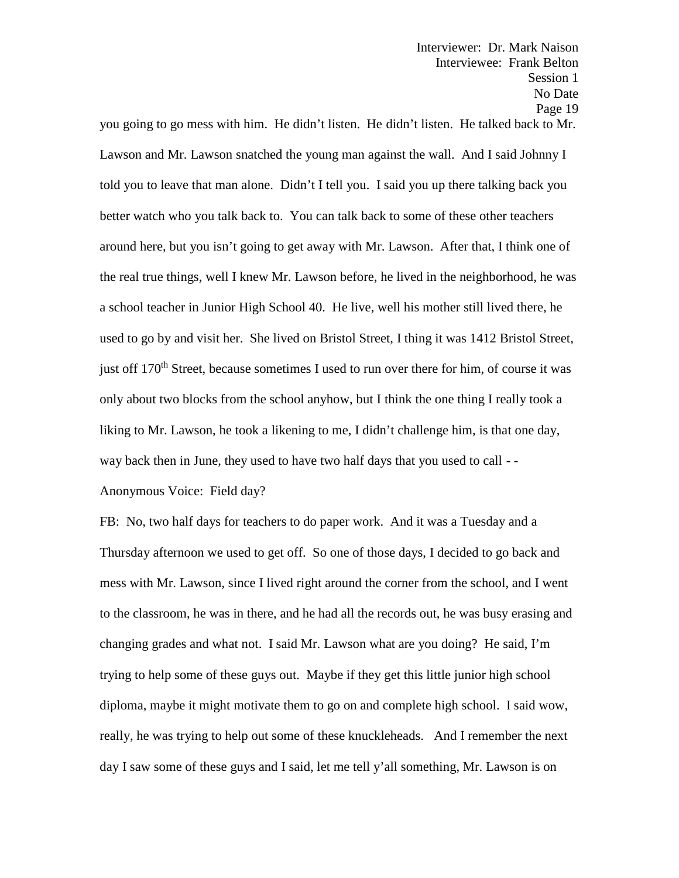you going to go mess with him. He didn't listen. He didn't listen. He talked back to Mr. Lawson and Mr. Lawson snatched the young man against the wall. And I said Johnny I told you to leave that man alone. Didn't I tell you. I said you up there talking back you better watch who you talk back to. You can talk back to some of these other teachers around here, but you isn't going to get away with Mr. Lawson. After that, I think one of the real true things, well I knew Mr. Lawson before, he lived in the neighborhood, he was a school teacher in Junior High School 40. He live, well his mother still lived there, he used to go by and visit her. She lived on Bristol Street, I thing it was 1412 Bristol Street, just off 170th Street, because sometimes I used to run over there for him, of course it was only about two blocks from the school anyhow, but I think the one thing I really took a liking to Mr. Lawson, he took a likening to me, I didn't challenge him, is that one day, way back then in June, they used to have two half days that you used to call - -

Anonymous Voice: Field day?

FB: No, two half days for teachers to do paper work. And it was a Tuesday and a Thursday afternoon we used to get off. So one of those days, I decided to go back and mess with Mr. Lawson, since I lived right around the corner from the school, and I went to the classroom, he was in there, and he had all the records out, he was busy erasing and changing grades and what not. I said Mr. Lawson what are you doing? He said, I'm trying to help some of these guys out. Maybe if they get this little junior high school diploma, maybe it might motivate them to go on and complete high school. I said wow, really, he was trying to help out some of these knuckleheads. And I remember the next day I saw some of these guys and I said, let me tell y'all something, Mr. Lawson is on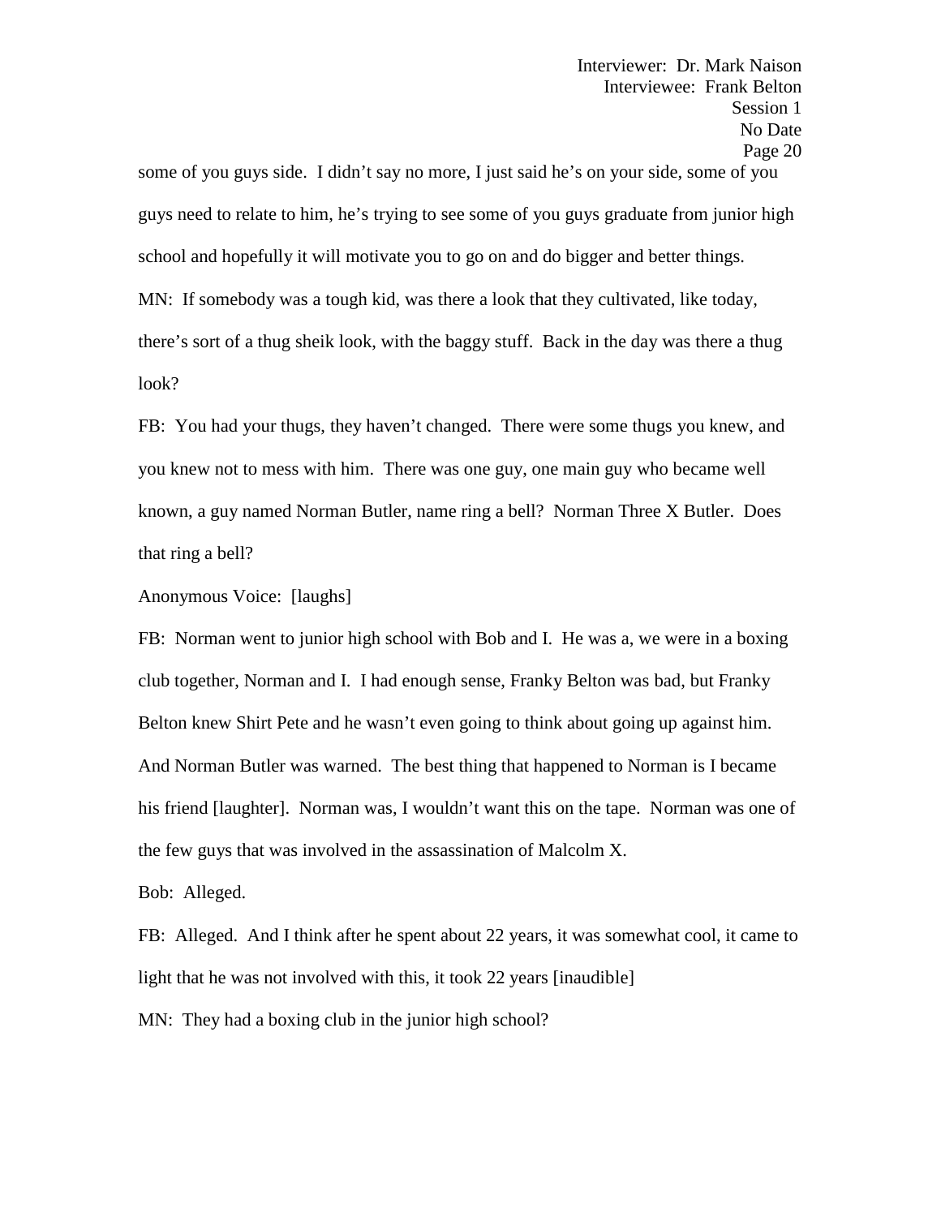some of you guys side. I didn't say no more, I just said he's on your side, some of you guys need to relate to him, he's trying to see some of you guys graduate from junior high school and hopefully it will motivate you to go on and do bigger and better things.

MN: If somebody was a tough kid, was there a look that they cultivated, like today, there's sort of a thug sheik look, with the baggy stuff. Back in the day was there a thug look?

FB: You had your thugs, they haven't changed. There were some thugs you knew, and you knew not to mess with him. There was one guy, one main guy who became well known, a guy named Norman Butler, name ring a bell? Norman Three X Butler. Does that ring a bell?

Anonymous Voice: [laughs]

FB: Norman went to junior high school with Bob and I. He was a, we were in a boxing club together, Norman and I. I had enough sense, Franky Belton was bad, but Franky Belton knew Shirt Pete and he wasn't even going to think about going up against him. And Norman Butler was warned. The best thing that happened to Norman is I became his friend [laughter]. Norman was, I wouldn't want this on the tape. Norman was one of the few guys that was involved in the assassination of Malcolm X.

Bob: Alleged.

FB: Alleged. And I think after he spent about 22 years, it was somewhat cool, it came to light that he was not involved with this, it took 22 years [inaudible]

MN: They had a boxing club in the junior high school?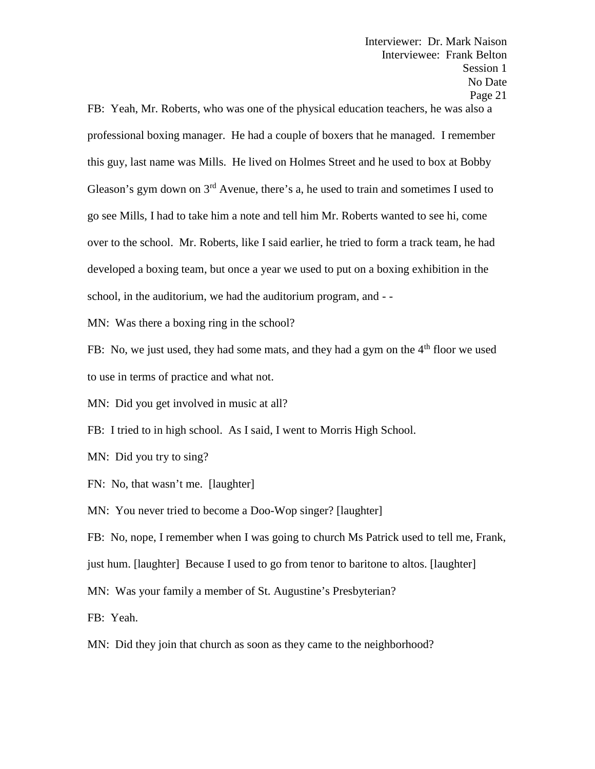FB: Yeah, Mr. Roberts, who was one of the physical education teachers, he was also a professional boxing manager. He had a couple of boxers that he managed. I remember this guy, last name was Mills. He lived on Holmes Street and he used to box at Bobby Gleason's gym down on 3rd Avenue, there's a, he used to train and sometimes I used to go see Mills, I had to take him a note and tell him Mr. Roberts wanted to see hi, come over to the school. Mr. Roberts, like I said earlier, he tried to form a track team, he had developed a boxing team, but once a year we used to put on a boxing exhibition in the school, in the auditorium, we had the auditorium program, and - -

MN: Was there a boxing ring in the school?

FB: No, we just used, they had some mats, and they had a gym on the 4th floor we used to use in terms of practice and what not.

MN: Did you get involved in music at all?

FB: I tried to in high school. As I said, I went to Morris High School.

MN: Did you try to sing?

FN: No, that wasn't me. [laughter]

MN: You never tried to become a Doo-Wop singer? [laughter]

FB: No, nope, I remember when I was going to church Ms Patrick used to tell me, Frank, just hum. [laughter] Because I used to go from tenor to baritone to altos. [laughter]

MN: Was your family a member of St. Augustine's Presbyterian?

FB: Yeah.

MN: Did they join that church as soon as they came to the neighborhood?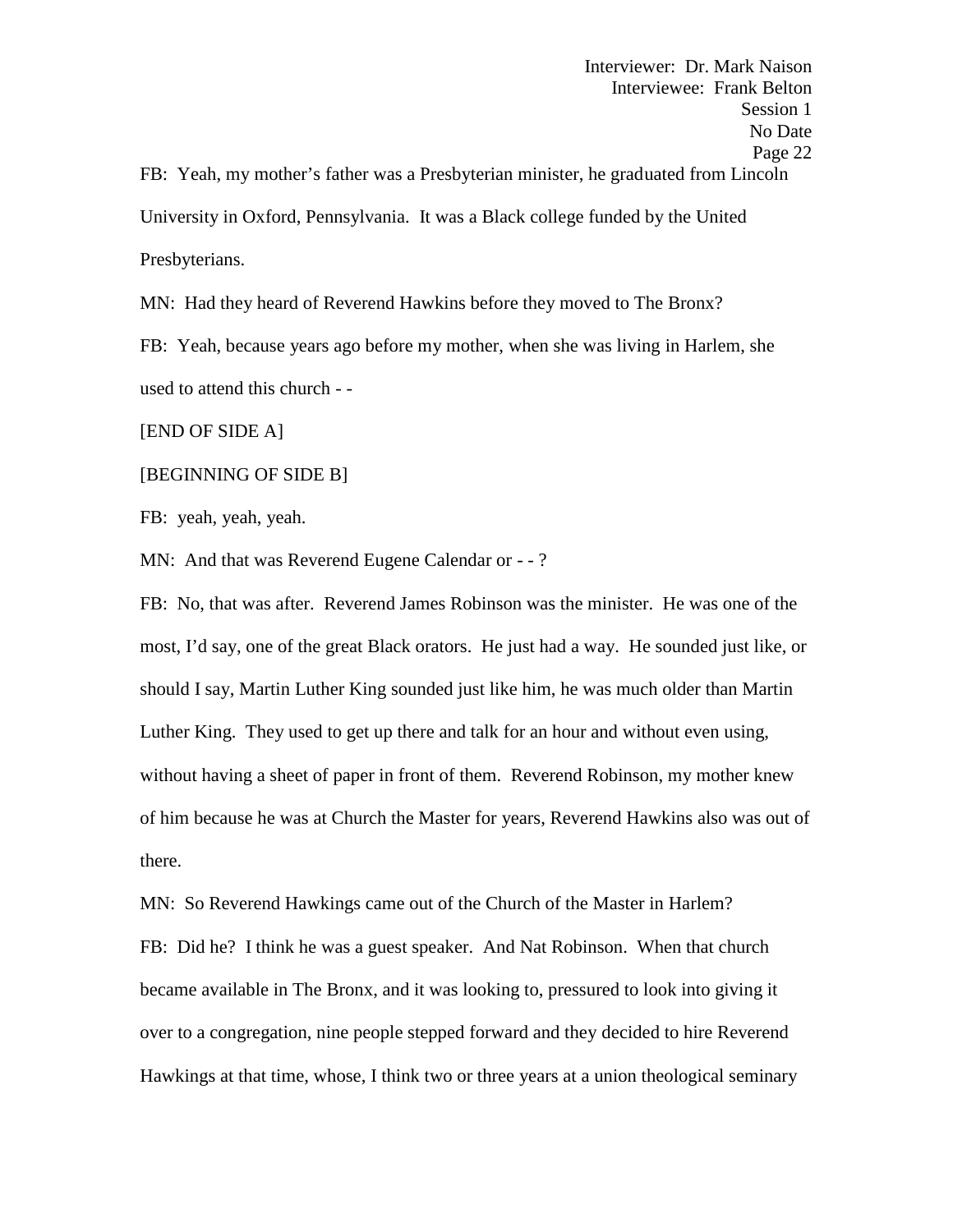FB: Yeah, my mother's father was a Presbyterian minister, he graduated from Lincoln University in Oxford, Pennsylvania. It was a Black college funded by the United Presbyterians.

MN: Had they heard of Reverend Hawkins before they moved to The Bronx?

FB: Yeah, because years ago before my mother, when she was living in Harlem, she used to attend this church - -

[END OF SIDE A]

[BEGINNING OF SIDE B]

FB: yeah, yeah, yeah.

MN: And that was Reverend Eugene Calendar or - - ?

FB: No, that was after. Reverend James Robinson was the minister. He was one of the most, I'd say, one of the great Black orators. He just had a way. He sounded just like, or should I say, Martin Luther King sounded just like him, he was much older than Martin Luther King. They used to get up there and talk for an hour and without even using, without having a sheet of paper in front of them. Reverend Robinson, my mother knew of him because he was at Church the Master for years, Reverend Hawkins also was out of there.

MN: So Reverend Hawkings came out of the Church of the Master in Harlem?

FB: Did he? I think he was a guest speaker. And Nat Robinson. When that church became available in The Bronx, and it was looking to, pressured to look into giving it over to a congregation, nine people stepped forward and they decided to hire Reverend Hawkings at that time, whose, I think two or three years at a union theological seminary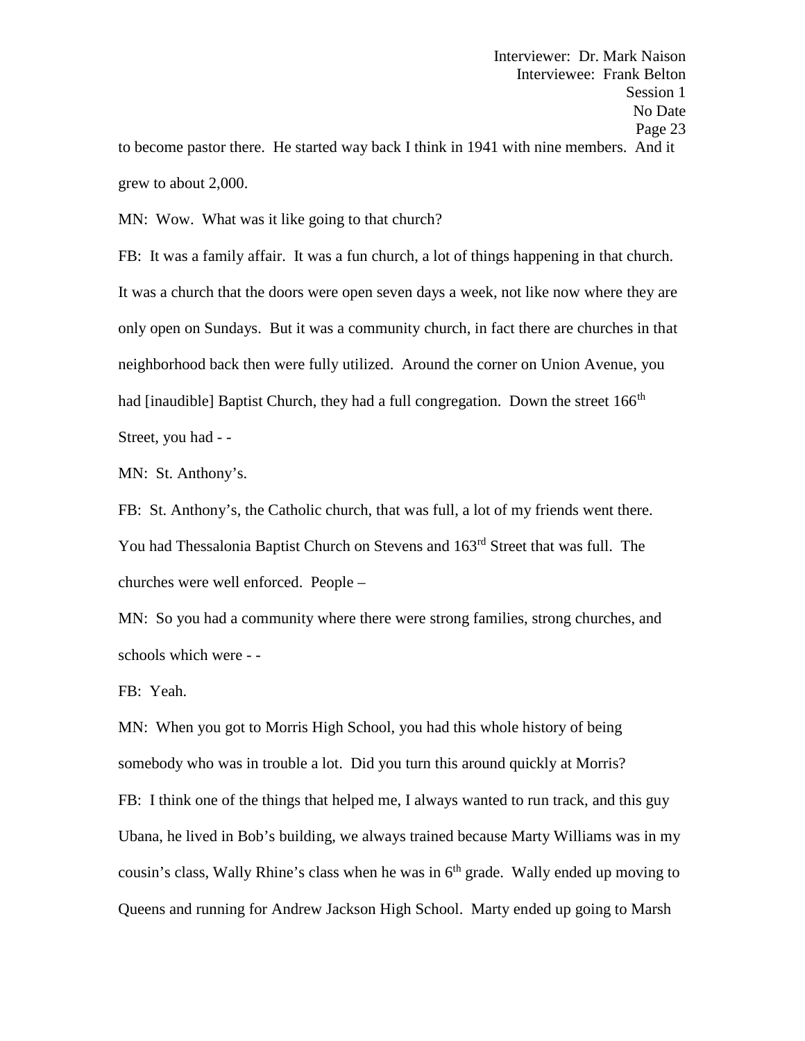to become pastor there. He started way back I think in 1941 with nine members. And it grew to about 2,000.

MN: Wow. What was it like going to that church?

FB: It was a family affair. It was a fun church, a lot of things happening in that church. It was a church that the doors were open seven days a week, not like now where they are only open on Sundays. But it was a community church, in fact there are churches in that neighborhood back then were fully utilized. Around the corner on Union Avenue, you had [inaudible] Baptist Church, they had a full congregation. Down the street 166th Street, you had - -

MN: St. Anthony's.

FB: St. Anthony's, the Catholic church, that was full, a lot of my friends went there. You had Thessalonia Baptist Church on Stevens and 163rd Street that was full. The churches were well enforced. People –

MN: So you had a community where there were strong families, strong churches, and schools which were - -

FB: Yeah.

MN: When you got to Morris High School, you had this whole history of being somebody who was in trouble a lot. Did you turn this around quickly at Morris?

FB: I think one of the things that helped me, I always wanted to run track, and this guy Ubana, he lived in Bob's building, we always trained because Marty Williams was in my cousin's class, Wally Rhine's class when he was in 6th grade. Wally ended up moving to Queens and running for Andrew Jackson High School. Marty ended up going to Marsh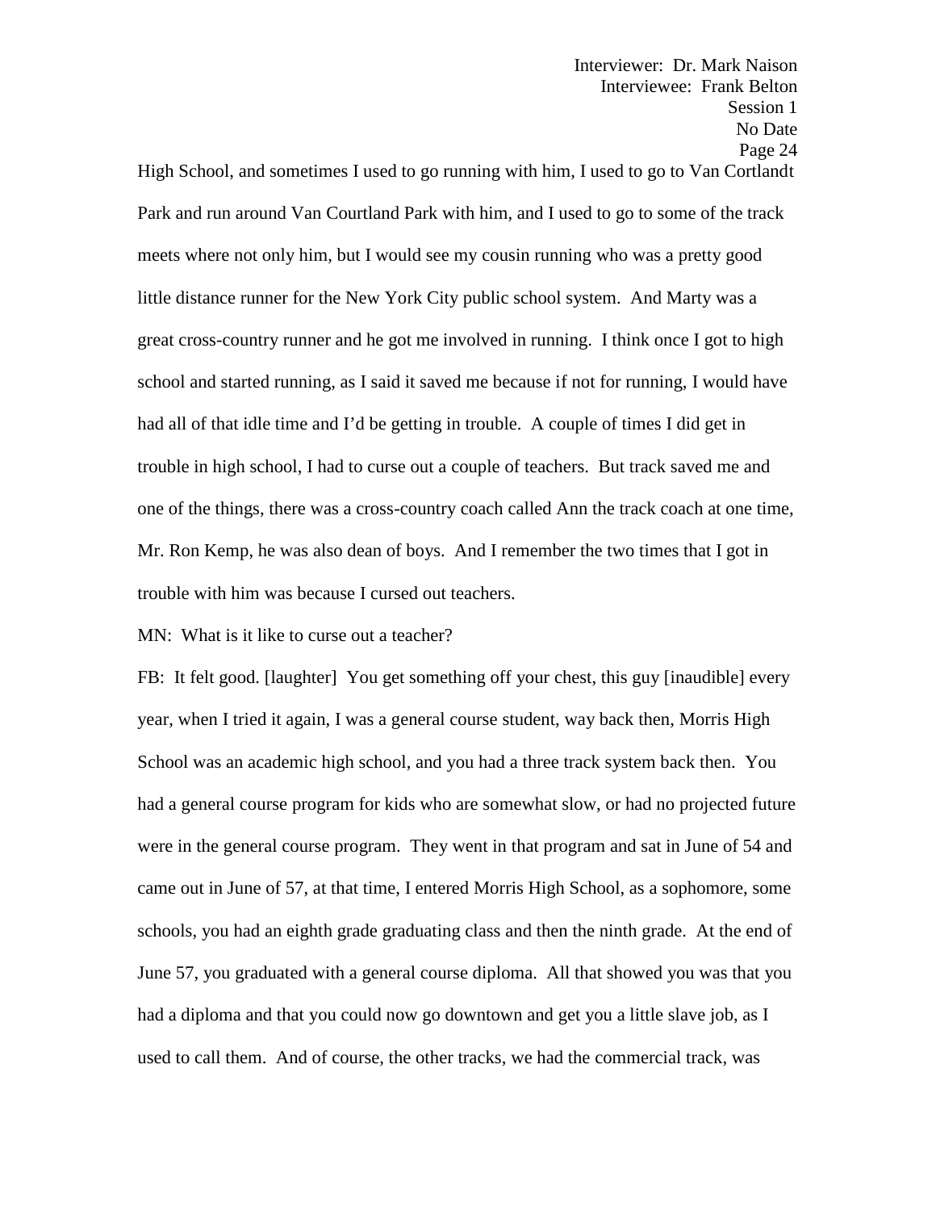High School, and sometimes I used to go running with him, I used to go to Van Cortlandt Park and run around Van Courtland Park with him, and I used to go to some of the track meets where not only him, but I would see my cousin running who was a pretty good little distance runner for the New York City public school system. And Marty was a great cross-country runner and he got me involved in running. I think once I got to high school and started running, as I said it saved me because if not for running, I would have had all of that idle time and I'd be getting in trouble. A couple of times I did get in trouble in high school, I had to curse out a couple of teachers. But track saved me and one of the things, there was a cross-country coach called Ann the track coach at one time, Mr. Ron Kemp, he was also dean of boys. And I remember the two times that I got in trouble with him was because I cursed out teachers.

MN: What is it like to curse out a teacher?

FB: It felt good. [laughter] You get something off your chest, this guy [inaudible] every year, when I tried it again, I was a general course student, way back then, Morris High School was an academic high school, and you had a three track system back then. You had a general course program for kids who are somewhat slow, or had no projected future were in the general course program. They went in that program and sat in June of 54 and came out in June of 57, at that time, I entered Morris High School, as a sophomore, some schools, you had an eighth grade graduating class and then the ninth grade. At the end of June 57, you graduated with a general course diploma. All that showed you was that you had a diploma and that you could now go downtown and get you a little slave job, as I used to call them. And of course, the other tracks, we had the commercial track, was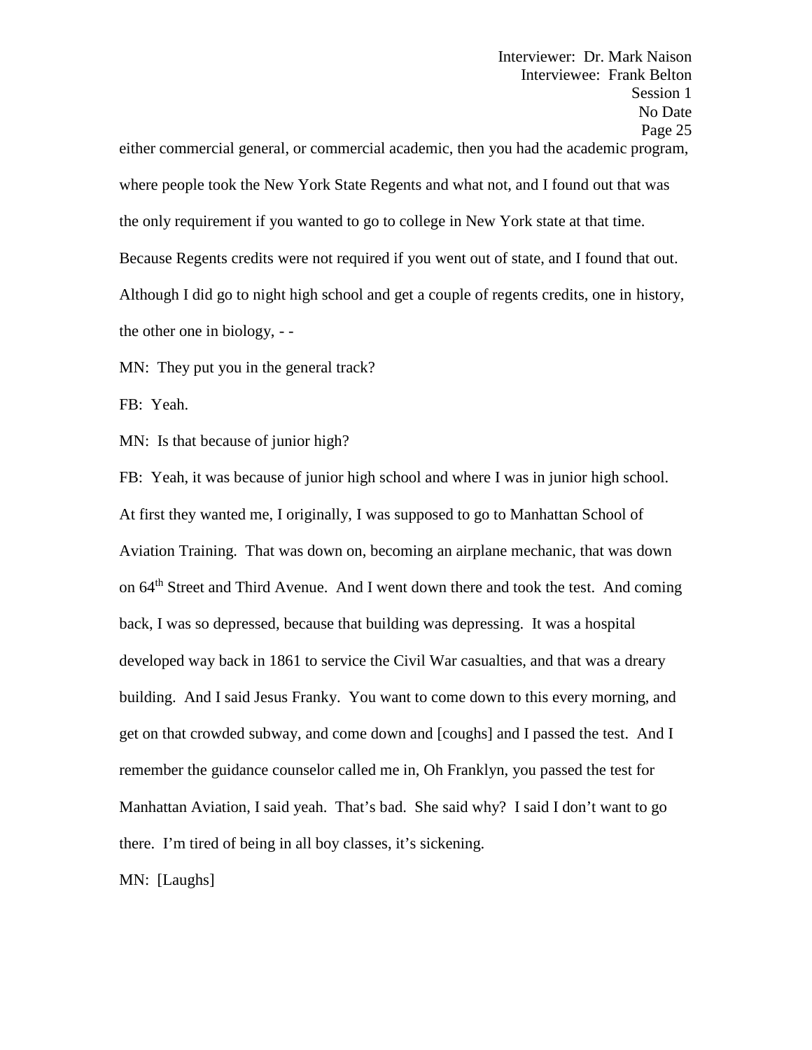either commercial general, or commercial academic, then you had the academic program, where people took the New York State Regents and what not, and I found out that was the only requirement if you wanted to go to college in New York state at that time. Because Regents credits were not required if you went out of state, and I found that out. Although I did go to night high school and get a couple of regents credits, one in history, the other one in biology, - -

MN: They put you in the general track?

FB: Yeah.

MN: Is that because of junior high?

FB: Yeah, it was because of junior high school and where I was in junior high school. At first they wanted me, I originally, I was supposed to go to Manhattan School of Aviation Training. That was down on, becoming an airplane mechanic, that was down on 64th Street and Third Avenue. And I went down there and took the test. And coming back, I was so depressed, because that building was depressing. It was a hospital developed way back in 1861 to service the Civil War casualties, and that was a dreary building. And I said Jesus Franky. You want to come down to this every morning, and get on that crowded subway, and come down and [coughs] and I passed the test. And I remember the guidance counselor called me in, Oh Franklyn, you passed the test for Manhattan Aviation, I said yeah. That's bad. She said why? I said I don't want to go there. I'm tired of being in all boy classes, it's sickening.

MN: [Laughs]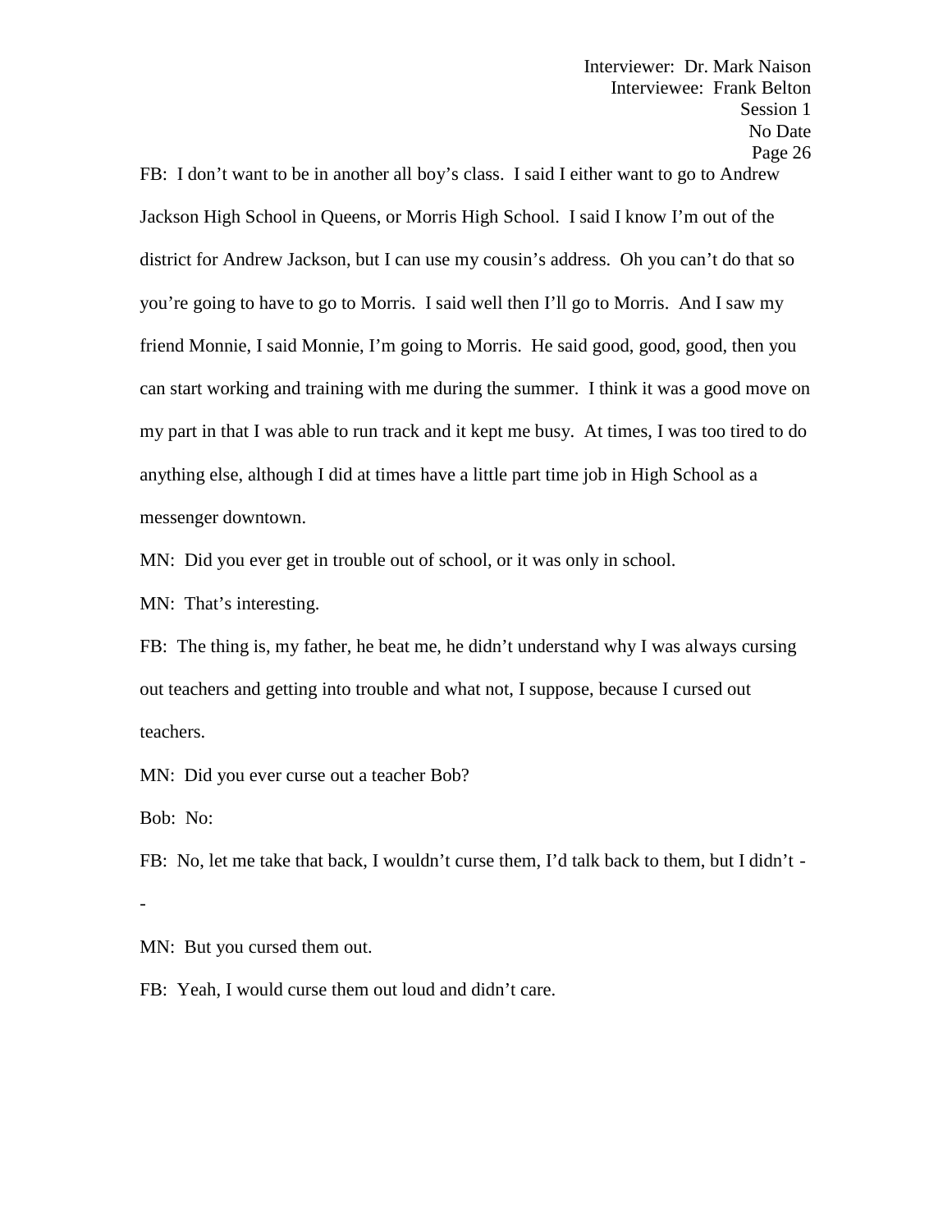FB: I don't want to be in another all boy's class. I said I either want to go to Andrew Jackson High School in Queens, or Morris High School. I said I know I'm out of the district for Andrew Jackson, but I can use my cousin's address. Oh you can't do that so you're going to have to go to Morris. I said well then I'll go to Morris. And I saw my friend Monnie, I said Monnie, I'm going to Morris. He said good, good, good, then you can start working and training with me during the summer. I think it was a good move on my part in that I was able to run track and it kept me busy. At times, I was too tired to do anything else, although I did at times have a little part time job in High School as a messenger downtown.

MN: Did you ever get in trouble out of school, or it was only in school.

MN: That's interesting.

FB: The thing is, my father, he beat me, he didn't understand why I was always cursing out teachers and getting into trouble and what not, I suppose, because I cursed out teachers.

MN: Did you ever curse out a teacher Bob?

Bob: No:

FB: No, let me take that back, I wouldn't curse them, I'd talk back to them, but I didn't --

MN: But you cursed them out.

FB: Yeah, I would curse them out loud and didn't care.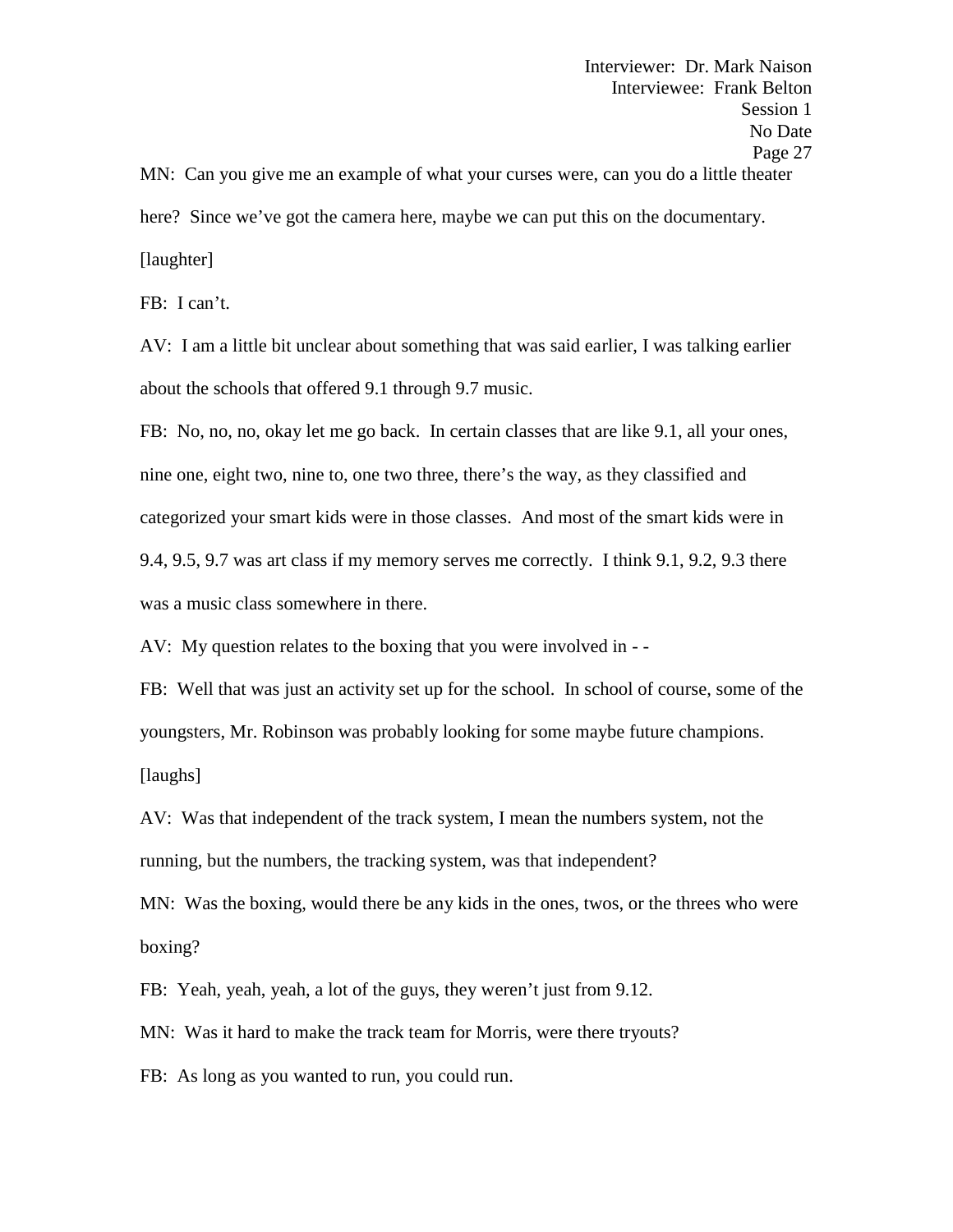MN: Can you give me an example of what your curses were, can you do a little theater here? Since we've got the camera here, maybe we can put this on the documentary. [laughter]

FB: I can't.

AV: I am a little bit unclear about something that was said earlier, I was talking earlier about the schools that offered 9.1 through 9.7 music.

FB: No, no, no, okay let me go back. In certain classes that are like 9.1, all your ones, nine one, eight two, nine to, one two three, there's the way, as they classified and categorized your smart kids were in those classes. And most of the smart kids were in 9.4, 9.5, 9.7 was art class if my memory serves me correctly. I think 9.1, 9.2, 9.3 there was a music class somewhere in there.

AV: My question relates to the boxing that you were involved in - -

FB: Well that was just an activity set up for the school. In school of course, some of the youngsters, Mr. Robinson was probably looking for some maybe future champions. [laughs]

AV: Was that independent of the track system, I mean the numbers system, not the running, but the numbers, the tracking system, was that independent?

MN: Was the boxing, would there be any kids in the ones, twos, or the threes who were boxing?

FB: Yeah, yeah, yeah, a lot of the guys, they weren't just from 9.12.

MN: Was it hard to make the track team for Morris, were there tryouts?

FB: As long as you wanted to run, you could run.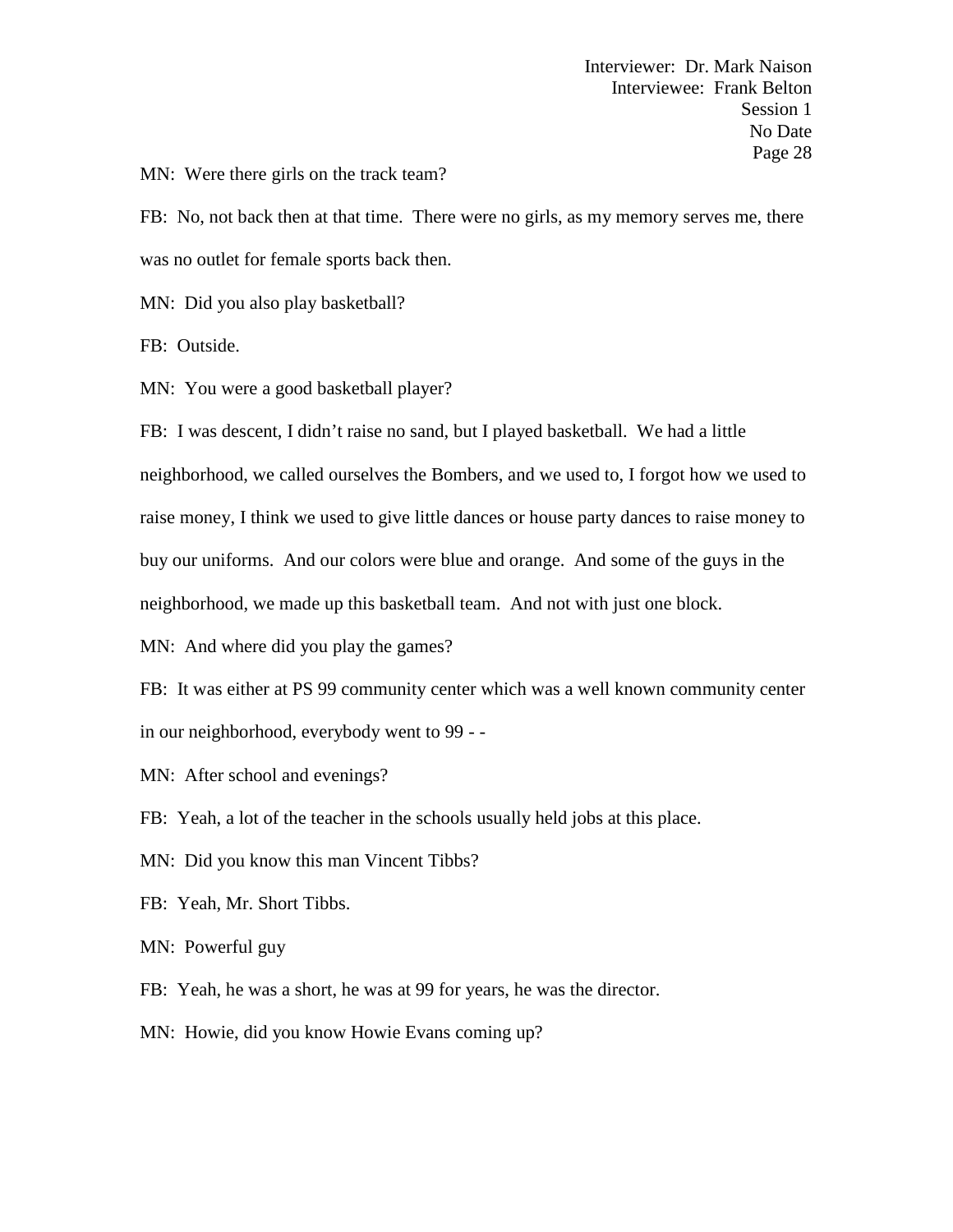MN: Were there girls on the track team?

FB: No, not back then at that time. There were no girls, as my memory serves me, there was no outlet for female sports back then.

MN: Did you also play basketball?

FB: Outside.

MN: You were a good basketball player?

FB: I was descent, I didn't raise no sand, but I played basketball. We had a little neighborhood, we called ourselves the Bombers, and we used to, I forgot how we used to raise money, I think we used to give little dances or house party dances to raise money to buy our uniforms. And our colors were blue and orange. And some of the guys in the neighborhood, we made up this basketball team. And not with just one block.

MN: And where did you play the games?

FB: It was either at PS 99 community center which was a well known community center in our neighborhood, everybody went to 99 - -

MN: After school and evenings?

FB: Yeah, a lot of the teacher in the schools usually held jobs at this place.

MN: Did you know this man Vincent Tibbs?

FB: Yeah, Mr. Short Tibbs.

MN: Powerful guy

FB: Yeah, he was a short, he was at 99 for years, he was the director.

MN: Howie, did you know Howie Evans coming up?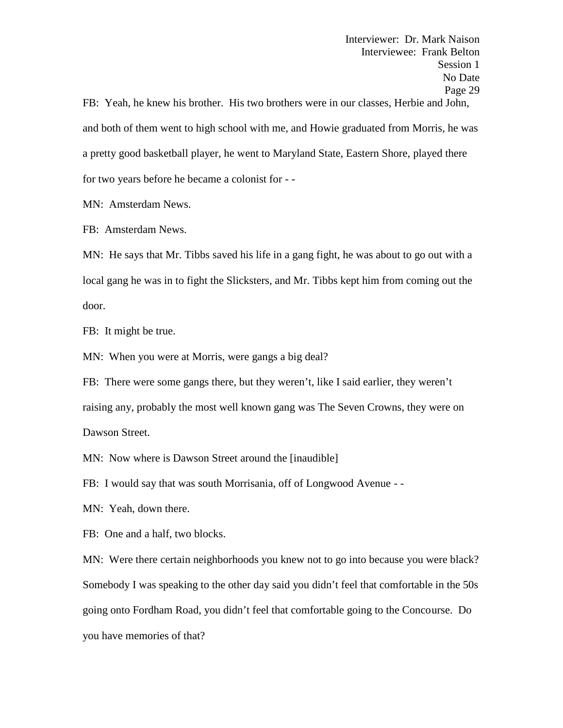FB: Yeah, he knew his brother. His two brothers were in our classes, Herbie and John, and both of them went to high school with me, and Howie graduated from Morris, he was a pretty good basketball player, he went to Maryland State, Eastern Shore, played there for two years before he became a colonist for - -

MN: Amsterdam News.

FB: Amsterdam News.

MN: He says that Mr. Tibbs saved his life in a gang fight, he was about to go out with a local gang he was in to fight the Slicksters, and Mr. Tibbs kept him from coming out the door.

FB: It might be true.

MN: When you were at Morris, were gangs a big deal?

FB: There were some gangs there, but they weren't, like I said earlier, they weren't raising any, probably the most well known gang was The Seven Crowns, they were on Dawson Street.

MN: Now where is Dawson Street around the [inaudible]

FB: I would say that was south Morrisania, off of Longwood Avenue - -

MN: Yeah, down there.

FB: One and a half, two blocks.

MN: Were there certain neighborhoods you knew not to go into because you were black? Somebody I was speaking to the other day said you didn't feel that comfortable in the 50s going onto Fordham Road, you didn't feel that comfortable going to the Concourse. Do you have memories of that?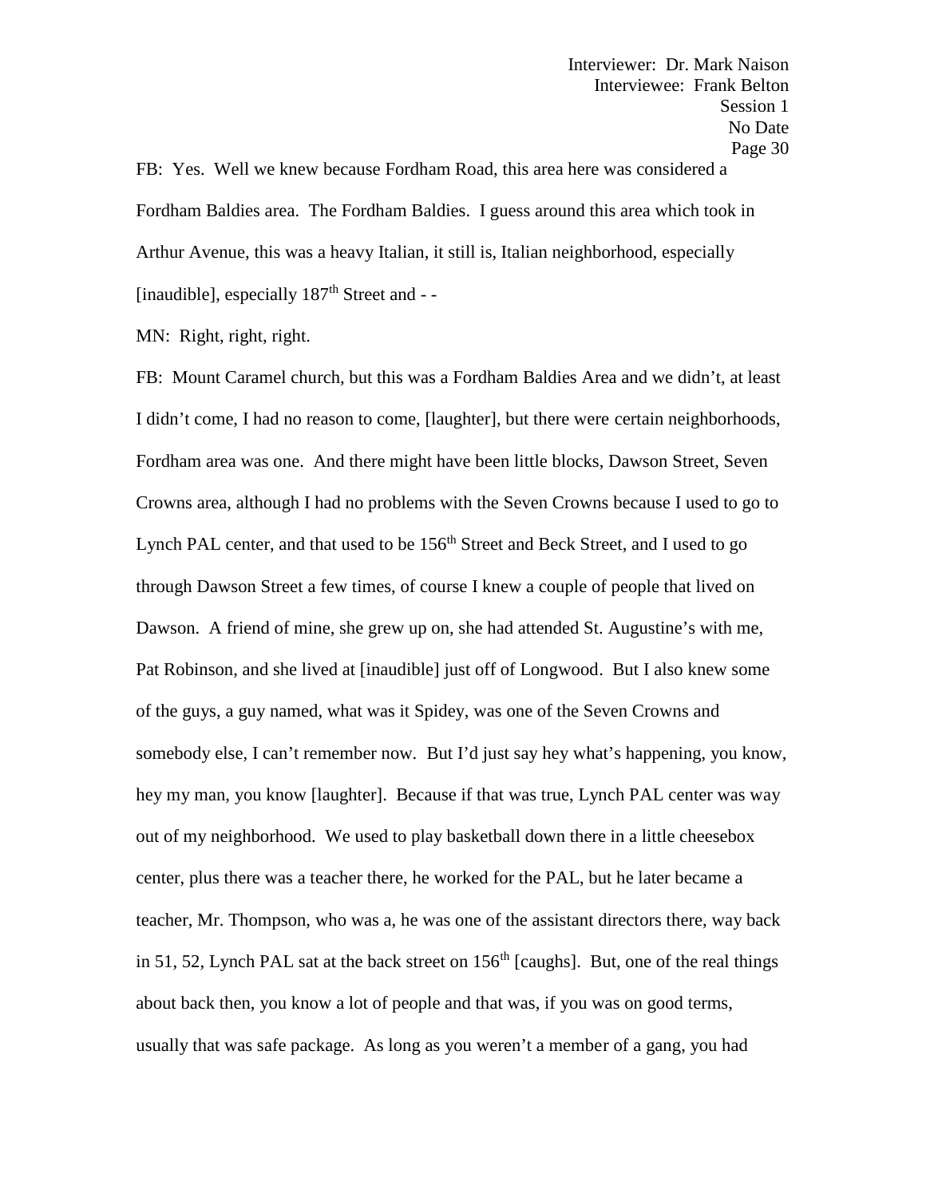FB: Yes. Well we knew because Fordham Road, this area here was considered a Fordham Baldies area. The Fordham Baldies. I guess around this area which took in Arthur Avenue, this was a heavy Italian, it still is, Italian neighborhood, especially [inaudible], especially 187th Street and - -

MN: Right, right, right.

FB: Mount Caramel church, but this was a Fordham Baldies Area and we didn't, at least I didn't come, I had no reason to come, [laughter], but there were certain neighborhoods, Fordham area was one. And there might have been little blocks, Dawson Street, Seven Crowns area, although I had no problems with the Seven Crowns because I used to go to Lynch PAL center, and that used to be 156th Street and Beck Street, and I used to go through Dawson Street a few times, of course I knew a couple of people that lived on Dawson. A friend of mine, she grew up on, she had attended St. Augustine's with me, Pat Robinson, and she lived at [inaudible] just off of Longwood. But I also knew some of the guys, a guy named, what was it Spidey, was one of the Seven Crowns and somebody else, I can't remember now. But I'd just say hey what's happening, you know, hey my man, you know [laughter]. Because if that was true, Lynch PAL center was way out of my neighborhood. We used to play basketball down there in a little cheesebox center, plus there was a teacher there, he worked for the PAL, but he later became a teacher, Mr. Thompson, who was a, he was one of the assistant directors there, way back in 51, 52, Lynch PAL sat at the back street on 156th [caughs]. But, one of the real things about back then, you know a lot of people and that was, if you was on good terms, usually that was safe package. As long as you weren't a member of a gang, you had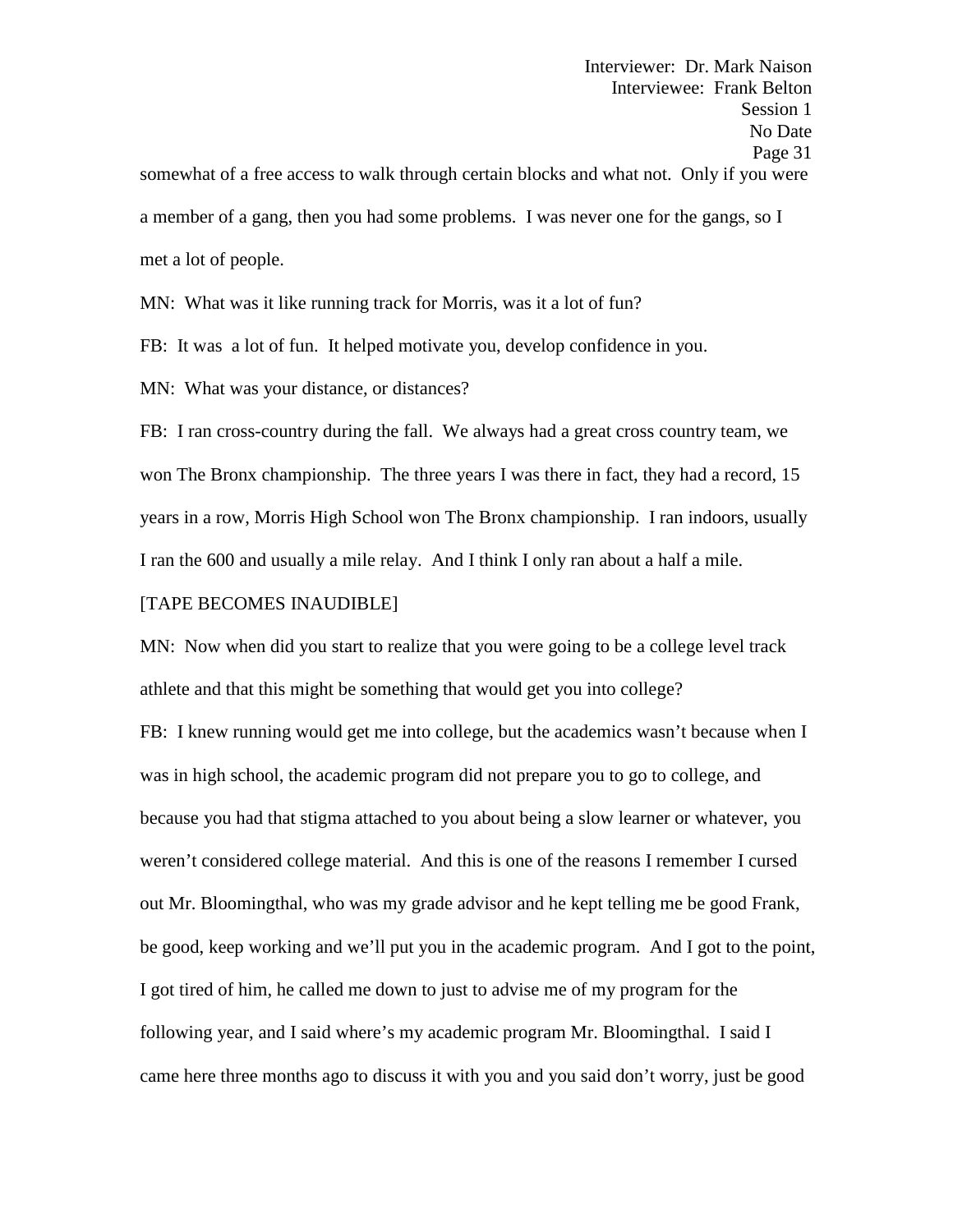somewhat of a free access to walk through certain blocks and what not. Only if you were a member of a gang, then you had some problems. I was never one for the gangs, so I met a lot of people.

MN: What was it like running track for Morris, was it a lot of fun?

FB: It was a lot of fun. It helped motivate you, develop confidence in you.

MN: What was your distance, or distances?

FB: I ran cross-country during the fall. We always had a great cross country team, we won The Bronx championship. The three years I was there in fact, they had a record, 15 years in a row, Morris High School won The Bronx championship. I ran indoors, usually I ran the 600 and usually a mile relay. And I think I only ran about a half a mile.

[TAPE BECOMES INAUDIBLE]

MN: Now when did you start to realize that you were going to be a college level track athlete and that this might be something that would get you into college?

FB: I knew running would get me into college, but the academics wasn't because when I was in high school, the academic program did not prepare you to go to college, and because you had that stigma attached to you about being a slow learner or whatever, you weren't considered college material. And this is one of the reasons I remember I cursed out Mr. Bloomingthal, who was my grade advisor and he kept telling me be good Frank, be good, keep working and we'll put you in the academic program. And I got to the point, I got tired of him, he called me down to just to advise me of my program for the following year, and I said where's my academic program Mr. Bloomingthal. I said I came here three months ago to discuss it with you and you said don't worry, just be good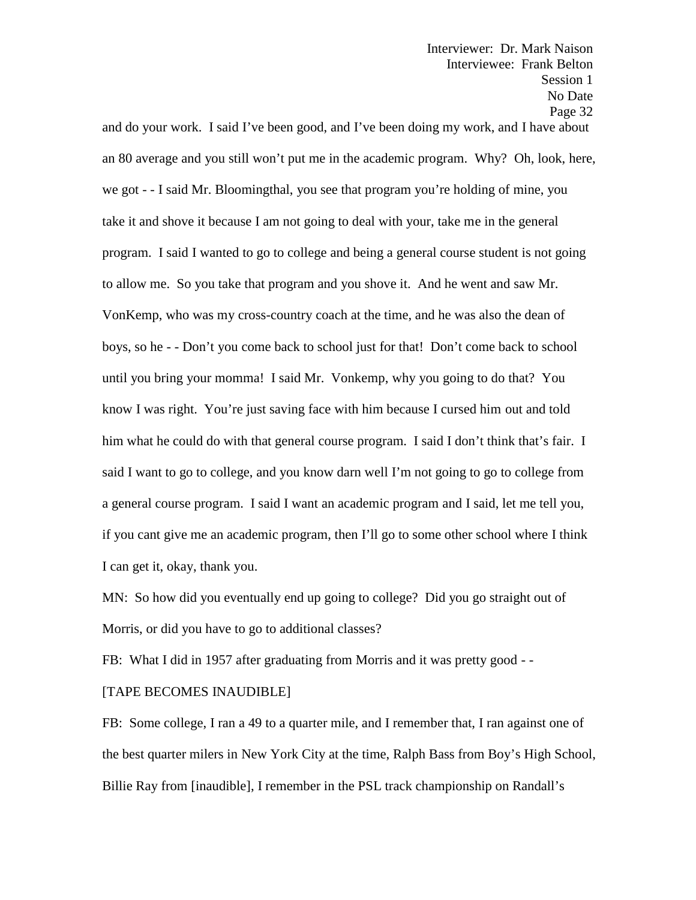and do your work. I said I've been good, and I've been doing my work, and I have about an 80 average and you still won't put me in the academic program. Why? Oh, look, here, we got - - I said Mr. Bloomingthal, you see that program you're holding of mine, you take it and shove it because I am not going to deal with your, take me in the general program. I said I wanted to go to college and being a general course student is not going to allow me. So you take that program and you shove it. And he went and saw Mr. VonKemp, who was my cross-country coach at the time, and he was also the dean of boys, so he - - Don't you come back to school just for that! Don't come back to school until you bring your momma! I said Mr. Vonkemp, why you going to do that? You know I was right. You're just saving face with him because I cursed him out and told him what he could do with that general course program. I said I don't think that's fair. I said I want to go to college, and you know darn well I'm not going to go to college from a general course program. I said I want an academic program and I said, let me tell you, if you cant give me an academic program, then I'll go to some other school where I think I can get it, okay, thank you.

MN: So how did you eventually end up going to college? Did you go straight out of Morris, or did you have to go to additional classes?

FB: What I did in 1957 after graduating from Morris and it was pretty good - -

[TAPE BECOMES INAUDIBLE]

FB: Some college, I ran a 49 to a quarter mile, and I remember that, I ran against one of the best quarter milers in New York City at the time, Ralph Bass from Boy's High School, Billie Ray from [inaudible], I remember in the PSL track championship on Randall's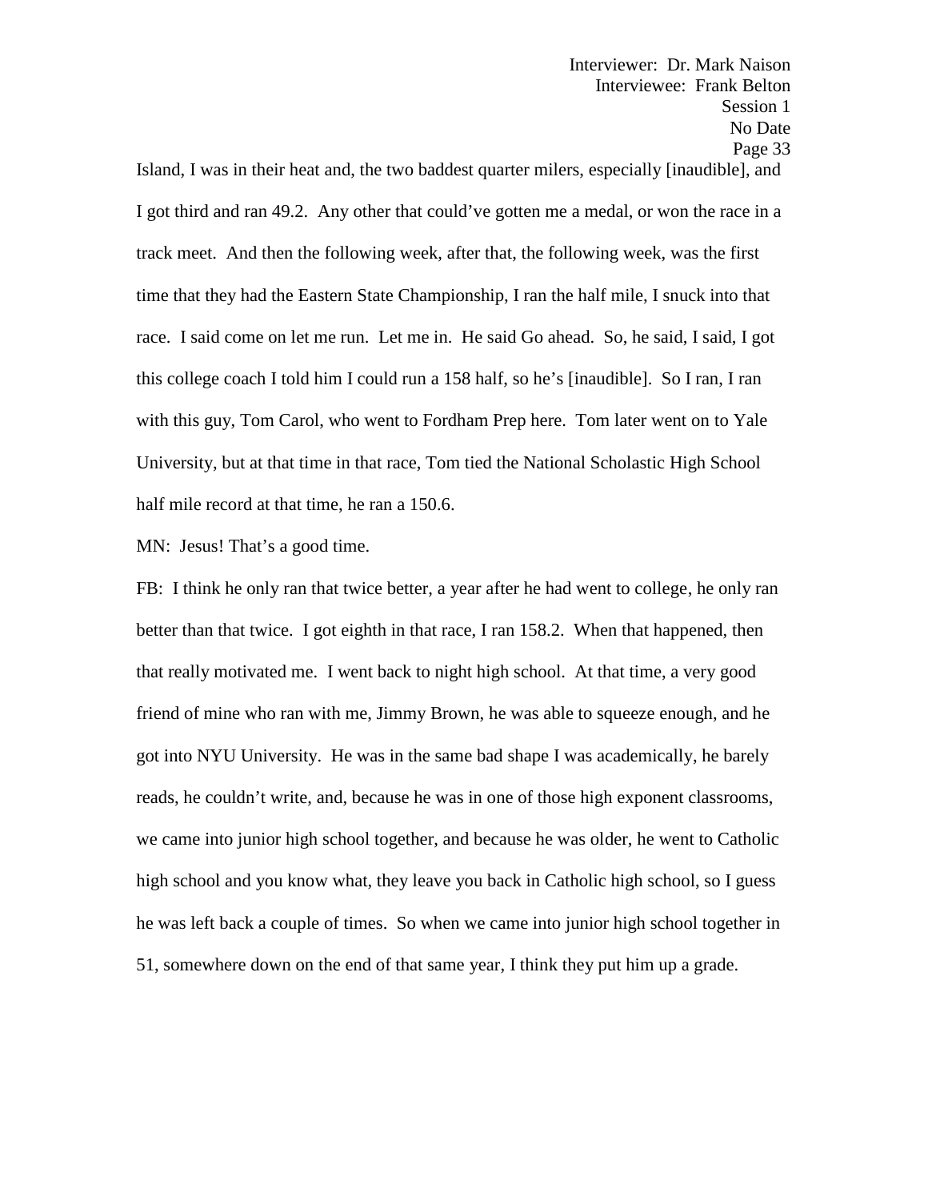Island, I was in their heat and, the two baddest quarter milers, especially [inaudible], and I got third and ran 49.2. Any other that could've gotten me a medal, or won the race in a track meet. And then the following week, after that, the following week, was the first time that they had the Eastern State Championship, I ran the half mile, I snuck into that race. I said come on let me run. Let me in. He said Go ahead. So, he said, I said, I got this college coach I told him I could run a 158 half, so he's [inaudible]. So I ran, I ran with this guy, Tom Carol, who went to Fordham Prep here. Tom later went on to Yale University, but at that time in that race, Tom tied the National Scholastic High School half mile record at that time, he ran a 150.6.

MN: Jesus! That's a good time.

FB: I think he only ran that twice better, a year after he had went to college, he only ran better than that twice. I got eighth in that race, I ran 158.2. When that happened, then that really motivated me. I went back to night high school. At that time, a very good friend of mine who ran with me, Jimmy Brown, he was able to squeeze enough, and he got into NYU University. He was in the same bad shape I was academically, he barely reads, he couldn't write, and, because he was in one of those high exponent classrooms, we came into junior high school together, and because he was older, he went to Catholic high school and you know what, they leave you back in Catholic high school, so I guess he was left back a couple of times. So when we came into junior high school together in 51, somewhere down on the end of that same year, I think they put him up a grade.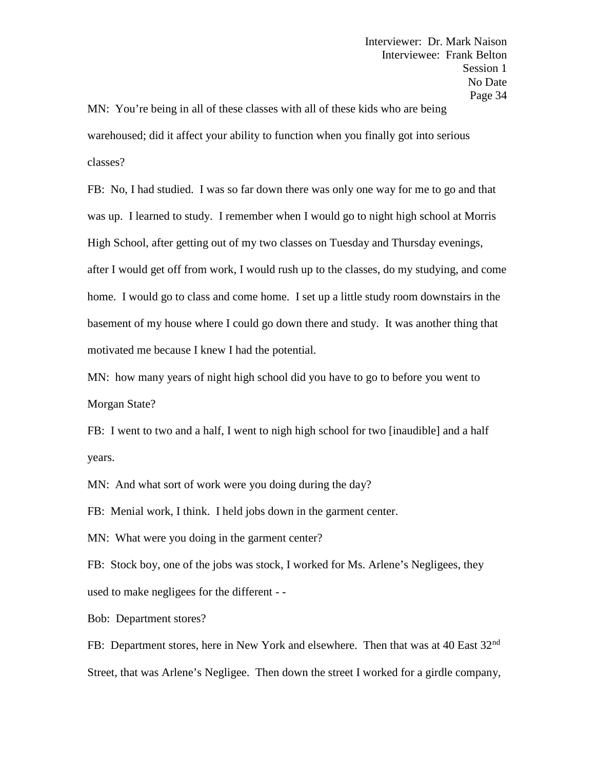MN: You're being in all of these classes with all of these kids who are being warehoused; did it affect your ability to function when you finally got into serious classes?

FB: No, I had studied. I was so far down there was only one way for me to go and that was up. I learned to study. I remember when I would go to night high school at Morris High School, after getting out of my two classes on Tuesday and Thursday evenings, after I would get off from work, I would rush up to the classes, do my studying, and come home. I would go to class and come home. I set up a little study room downstairs in the basement of my house where I could go down there and study. It was another thing that motivated me because I knew I had the potential.

MN: how many years of night high school did you have to go to before you went to Morgan State?

FB: I went to two and a half, I went to nigh high school for two [inaudible] and a half years.

MN: And what sort of work were you doing during the day?

FB: Menial work, I think. I held jobs down in the garment center.

MN: What were you doing in the garment center?

FB: Stock boy, one of the jobs was stock, I worked for Ms. Arlene's Negligees, they used to make negligees for the different - -

Bob: Department stores?

FB: Department stores, here in New York and elsewhere. Then that was at 40 East 32nd Street, that was Arlene's Negligee. Then down the street I worked for a girdle company,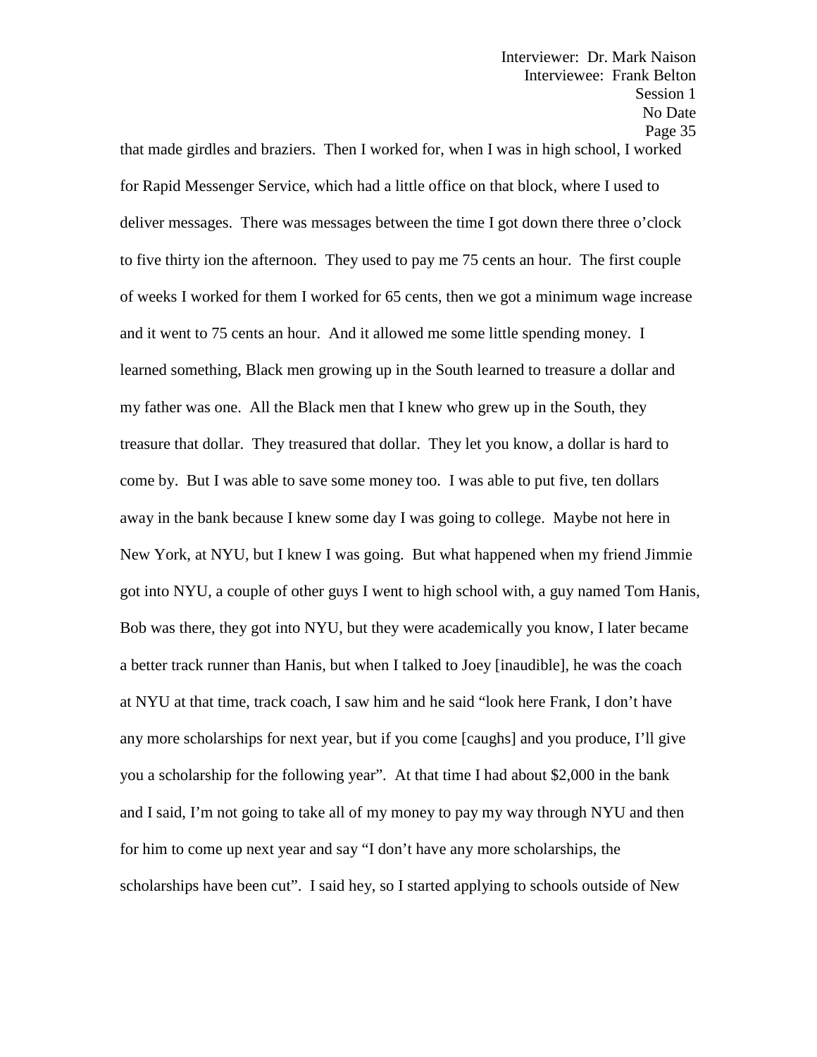that made girdles and braziers. Then I worked for, when I was in high school, I worked for Rapid Messenger Service, which had a little office on that block, where I used to deliver messages. There was messages between the time I got down there three o'clock to five thirty ion the afternoon. They used to pay me 75 cents an hour. The first couple of weeks I worked for them I worked for 65 cents, then we got a minimum wage increase and it went to 75 cents an hour. And it allowed me some little spending money. I learned something, Black men growing up in the South learned to treasure a dollar and my father was one. All the Black men that I knew who grew up in the South, they treasure that dollar. They treasured that dollar. They let you know, a dollar is hard to come by. But I was able to save some money too. I was able to put five, ten dollars away in the bank because I knew some day I was going to college. Maybe not here in New York, at NYU, but I knew I was going. But what happened when my friend Jimmie got into NYU, a couple of other guys I went to high school with, a guy named Tom Hanis, Bob was there, they got into NYU, but they were academically you know, I later became a better track runner than Hanis, but when I talked to Joey [inaudible], he was the coach at NYU at that time, track coach, I saw him and he said "look here Frank, I don't have any more scholarships for next year, but if you come [caughs] and you produce, I'll give you a scholarship for the following year". At that time I had about $2,000 in the bank and I said, I'm not going to take all of my money to pay my way through NYU and then for him to come up next year and say "I don't have any more scholarships, the scholarships have been cut". I said hey, so I started applying to schools outside of New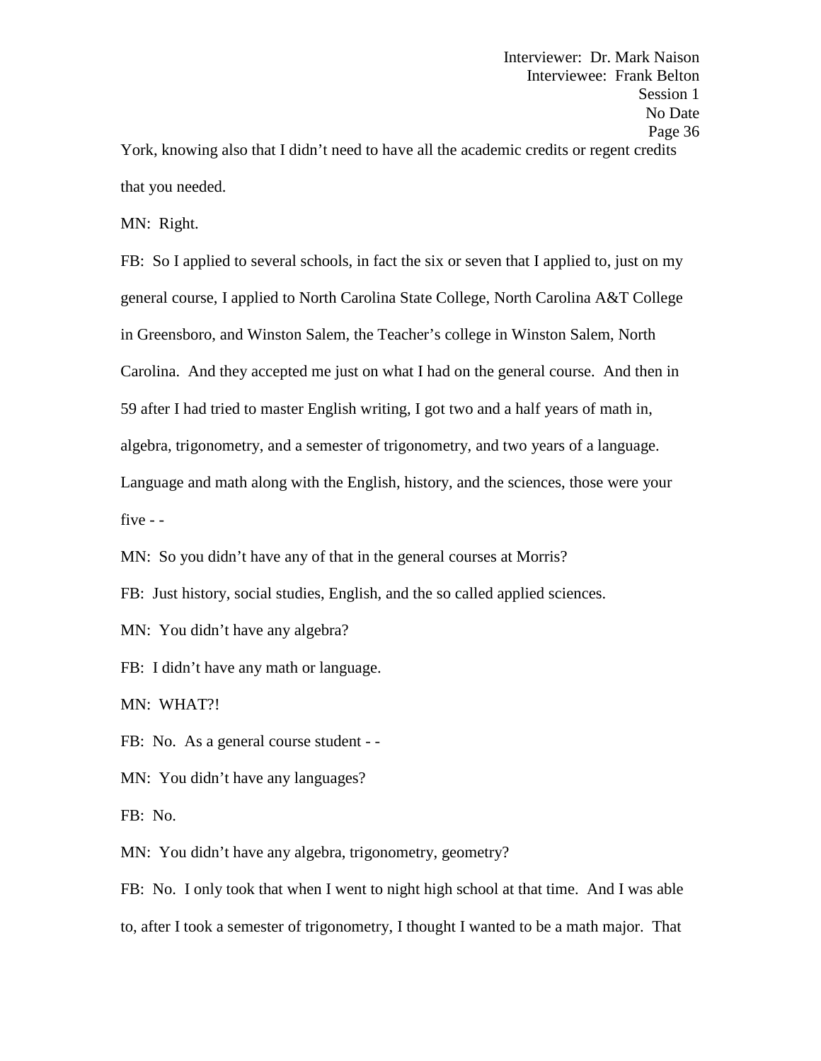York, knowing also that I didn't need to have all the academic credits or regent credits that you needed.

MN: Right.

FB: So I applied to several schools, in fact the six or seven that I applied to, just on my general course, I applied to North Carolina State College, North Carolina A&T College in Greensboro, and Winston Salem, the Teacher's college in Winston Salem, North Carolina. And they accepted me just on what I had on the general course. And then in 59 after I had tried to master English writing, I got two and a half years of math in, algebra, trigonometry, and a semester of trigonometry, and two years of a language. Language and math along with the English, history, and the sciences, those were your five - -

MN: So you didn't have any of that in the general courses at Morris?

FB: Just history, social studies, English, and the so called applied sciences.

MN: You didn't have any algebra?

FB: I didn't have any math or language.

MN: WHAT?!

FB: No. As a general course student - -

MN: You didn't have any languages?

FB: No.

MN: You didn't have any algebra, trigonometry, geometry?

FB: No. I only took that when I went to night high school at that time. And I was able to, after I took a semester of trigonometry, I thought I wanted to be a math major. That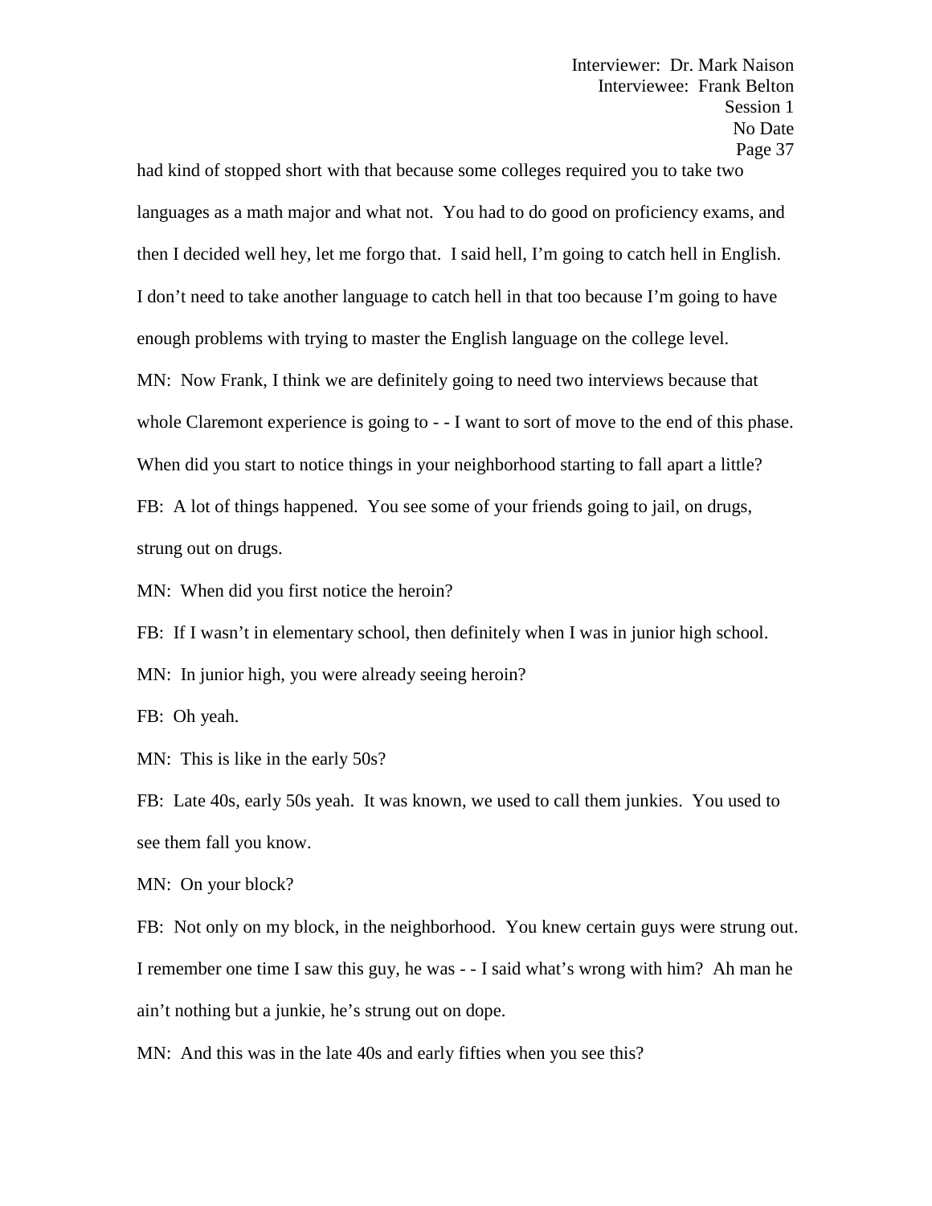had kind of stopped short with that because some colleges required you to take two languages as a math major and what not. You had to do good on proficiency exams, and then I decided well hey, let me forgo that. I said hell, I'm going to catch hell in English. I don't need to take another language to catch hell in that too because I'm going to have enough problems with trying to master the English language on the college level.

MN: Now Frank, I think we are definitely going to need two interviews because that whole Claremont experience is going to - - I want to sort of move to the end of this phase. When did you start to notice things in your neighborhood starting to fall apart a little?

FB: A lot of things happened. You see some of your friends going to jail, on drugs, strung out on drugs.

MN: When did you first notice the heroin?

FB: If I wasn't in elementary school, then definitely when I was in junior high school.

MN: In junior high, you were already seeing heroin?

FB: Oh yeah.

MN: This is like in the early 50s?

FB: Late 40s, early 50s yeah. It was known, we used to call them junkies. You used to see them fall you know.

MN: On your block?

FB: Not only on my block, in the neighborhood. You knew certain guys were strung out. I remember one time I saw this guy, he was - - I said what's wrong with him? Ah man he ain't nothing but a junkie, he's strung out on dope.

MN: And this was in the late 40s and early fifties when you see this?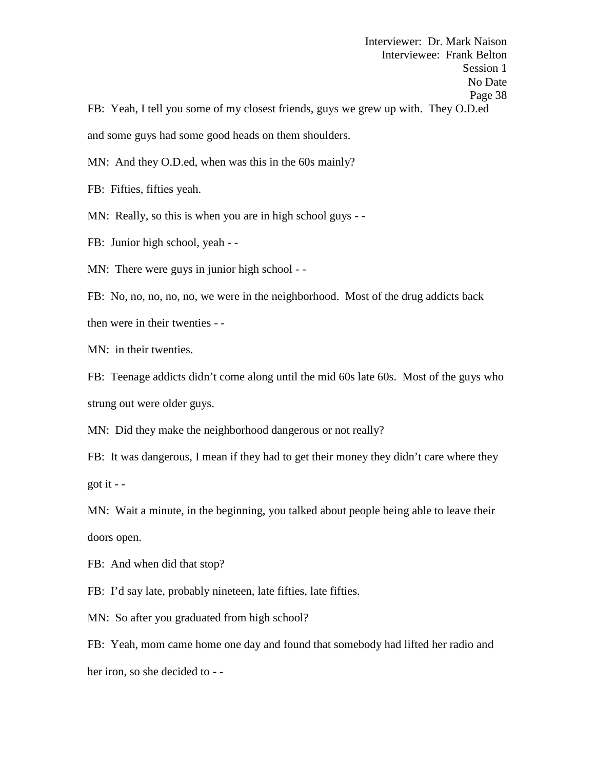FB: Yeah, I tell you some of my closest friends, guys we grew up with. They O.D.ed and some guys had some good heads on them shoulders.

MN: And they O.D.ed, when was this in the 60s mainly?

FB: Fifties, fifties yeah.

MN: Really, so this is when you are in high school guys - -

FB: Junior high school, yeah - -

MN: There were guys in junior high school - -

FB: No, no, no, no, no, we were in the neighborhood. Most of the drug addicts back then were in their twenties - -

MN: in their twenties.

FB: Teenage addicts didn't come along until the mid 60s late 60s. Most of the guys who strung out were older guys.

MN: Did they make the neighborhood dangerous or not really?

FB: It was dangerous, I mean if they had to get their money they didn't care where they got it - -

MN: Wait a minute, in the beginning, you talked about people being able to leave their doors open.

FB: And when did that stop?

FB: I'd say late, probably nineteen, late fifties, late fifties.

MN: So after you graduated from high school?

FB: Yeah, mom came home one day and found that somebody had lifted her radio and her iron, so she decided to - -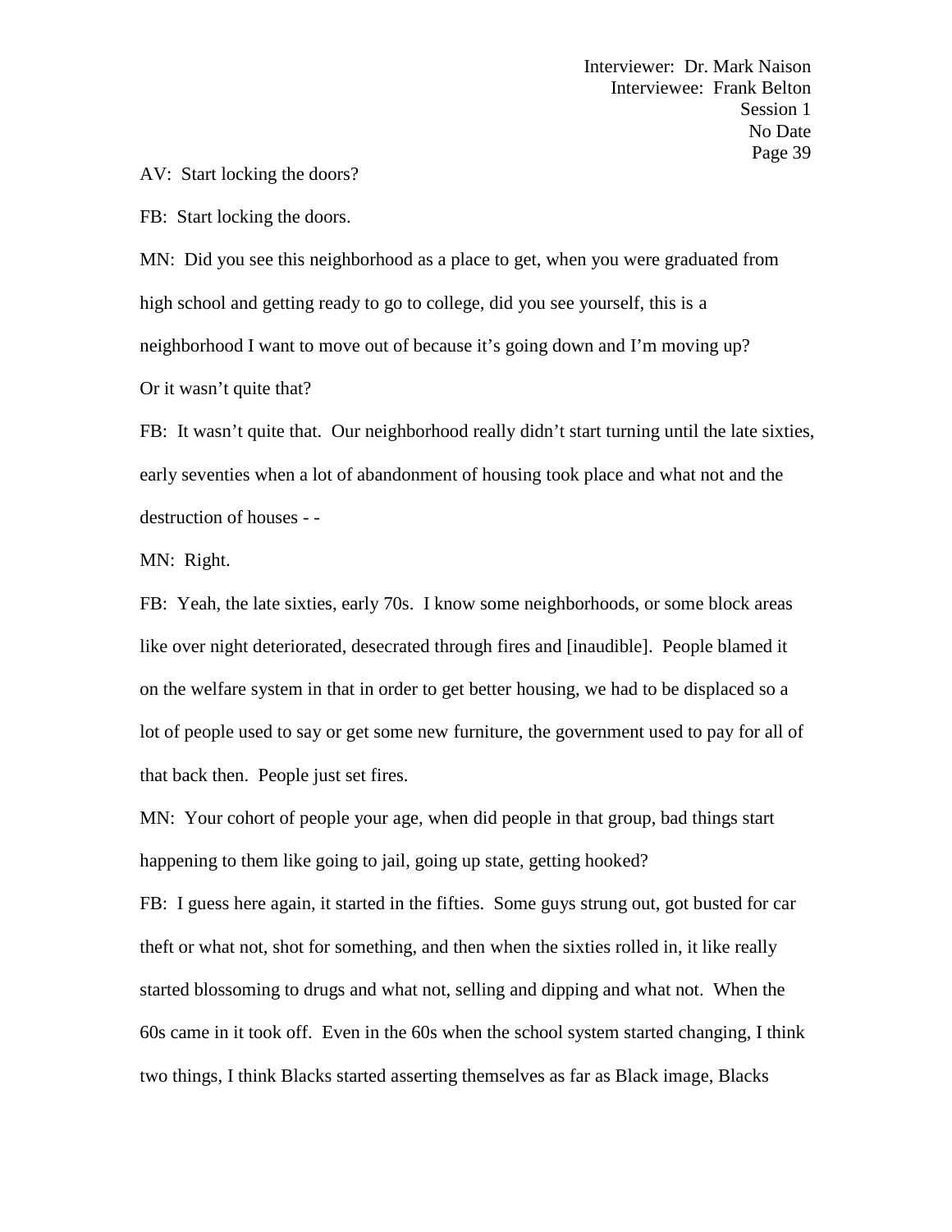AV: Start locking the doors?

FB: Start locking the doors.

MN: Did you see this neighborhood as a place to get, when you were graduated from high school and getting ready to go to college, did you see yourself, this is a neighborhood I want to move out of because it's going down and I'm moving up? Or it wasn't quite that?

FB: It wasn't quite that. Our neighborhood really didn't start turning until the late sixties, early seventies when a lot of abandonment of housing took place and what not and the destruction of houses - -

MN: Right.

FB: Yeah, the late sixties, early 70s. I know some neighborhoods, or some block areas like over night deteriorated, desecrated through fires and [inaudible]. People blamed it on the welfare system in that in order to get better housing, we had to be displaced so a lot of people used to say or get some new furniture, the government used to pay for all of that back then. People just set fires.

MN: Your cohort of people your age, when did people in that group, bad things start happening to them like going to jail, going up state, getting hooked?

FB: I guess here again, it started in the fifties. Some guys strung out, got busted for car theft or what not, shot for something, and then when the sixties rolled in, it like really started blossoming to drugs and what not, selling and dipping and what not. When the 60s came in it took off. Even in the 60s when the school system started changing, I think two things, I think Blacks started asserting themselves as far as Black image, Blacks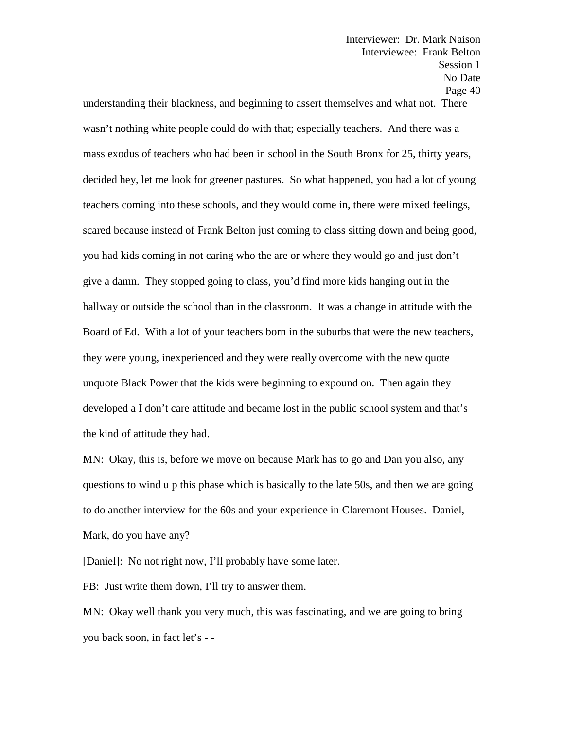understanding their blackness, and beginning to assert themselves and what not. There wasn't nothing white people could do with that; especially teachers. And there was a mass exodus of teachers who had been in school in the South Bronx for 25, thirty years, decided hey, let me look for greener pastures. So what happened, you had a lot of young teachers coming into these schools, and they would come in, there were mixed feelings, scared because instead of Frank Belton just coming to class sitting down and being good, you had kids coming in not caring who the are or where they would go and just don't give a damn. They stopped going to class, you'd find more kids hanging out in the hallway or outside the school than in the classroom. It was a change in attitude with the Board of Ed. With a lot of your teachers born in the suburbs that were the new teachers, they were young, inexperienced and they were really overcome with the new quote unquote Black Power that the kids were beginning to expound on. Then again they developed a I don't care attitude and became lost in the public school system and that's the kind of attitude they had.

MN: Okay, this is, before we move on because Mark has to go and Dan you also, any questions to wind u p this phase which is basically to the late 50s, and then we are going to do another interview for the 60s and your experience in Claremont Houses. Daniel, Mark, do you have any?

[Daniel]: No not right now, I'll probably have some later.

FB: Just write them down, I'll try to answer them.

MN: Okay well thank you very much, this was fascinating, and we are going to bring you back soon, in fact let's - -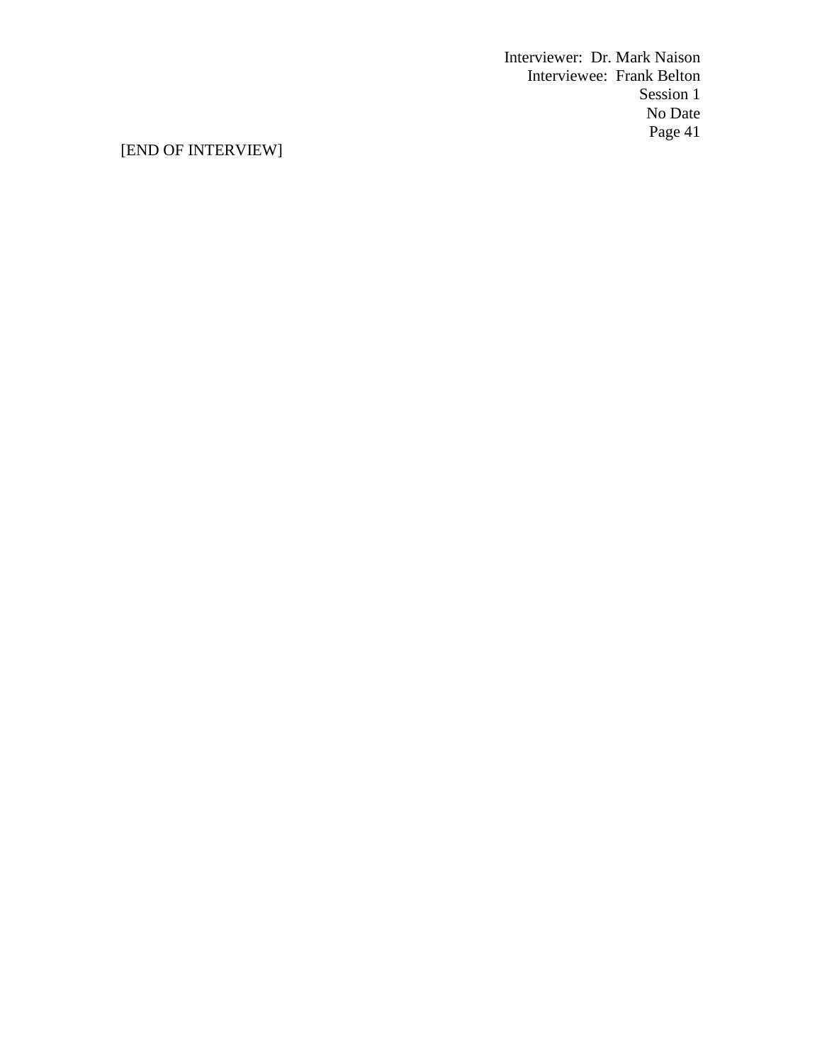[END OF INTERVIEW]